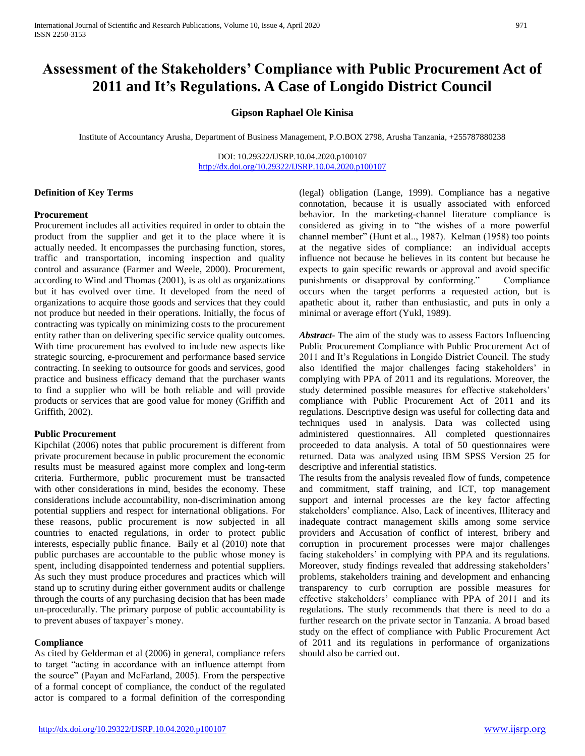# Assessment of the Stakeholders' Compliance with Public Procurement Act of 2011 and It's Regulations. A Case of Longido District Council

**Gipson Raphael Ole Kinisa**

Institute of Accountancy Arusha, Department of Business Management, P.O.BOX 2798, Arusha Tanzania, +255787880238

DOI: 10.29322/IJSRP.10.04.2020.p100107
http://dx.doi.org/10.29322/IJSRP.10.04.2020.p100107

**Definition of Key Terms**

**Procurement**

Procurement includes all activities required in order to obtain the product from the supplier and get it to the place where it is actually needed. It encompasses the purchasing function, stores, traffic and transportation, incoming inspection and quality control and assurance (Farmer and Weele, 2000). Procurement, according to Wind and Thomas (2001), is as old as organizations but it has evolved over time. It developed from the need of organizations to acquire those goods and services that they could not produce but needed in their operations. Initially, the focus of contracting was typically on minimizing costs to the procurement entity rather than on delivering specific service quality outcomes. With time procurement has evolved to include new aspects like strategic sourcing, e-procurement and performance based service contracting. In seeking to outsource for goods and services, good practice and business efficacy demand that the purchaser wants to find a supplier who will be both reliable and will provide products or services that are good value for money (Griffith and Griffith, 2002).

**Public Procurement**

Kipchilat (2006) notes that public procurement is different from private procurement because in public procurement the economic results must be measured against more complex and long-term criteria. Furthermore, public procurement must be transacted with other considerations in mind, besides the economy. These considerations include accountability, non-discrimination among potential suppliers and respect for international obligations. For these reasons, public procurement is now subjected in all countries to enacted regulations, in order to protect public interests, especially public finance. Baily et al (2010) note that public purchases are accountable to the public whose money is spent, including disappointed tenderness and potential suppliers. As such they must produce procedures and practices which will stand up to scrutiny during either government audits or challenge through the courts of any purchasing decision that has been made un-procedurally. The primary purpose of public accountability is to prevent abuses of taxpayer's money.

**Compliance**

As cited by Gelderman et al (2006) in general, compliance refers to target "acting in accordance with an influence attempt from the source" (Payan and McFarland, 2005). From the perspective of a formal concept of compliance, the conduct of the regulated actor is compared to a formal definition of the corresponding (legal) obligation (Lange, 1999). Compliance has a negative connotation, because it is usually associated with enforced behavior. In the marketing-channel literature compliance is considered as giving in to "the wishes of a more powerful channel member" (Hunt et al.., 1987). Kelman (1958) too points at the negative sides of compliance: an individual accepts influence not because he believes in its content but because he expects to gain specific rewards or approval and avoid specific punishments or disapproval by conforming." Compliance occurs when the target performs a requested action, but is apathetic about it, rather than enthusiastic, and puts in only a minimal or average effort (Yukl, 1989).

***Abstract***- The aim of the study was to assess Factors Influencing Public Procurement Compliance with Public Procurement Act of 2011 and It's Regulations in Longido District Council. The study also identified the major challenges facing stakeholders' in complying with PPA of 2011 and its regulations. Moreover, the study determined possible measures for effective stakeholders' compliance with Public Procurement Act of 2011 and its regulations. Descriptive design was useful for collecting data and techniques used in analysis. Data was collected using administered questionnaires. All completed questionnaires proceeded to data analysis. A total of 50 questionnaires were returned. Data was analyzed using IBM SPSS Version 25 for descriptive and inferential statistics.

The results from the analysis revealed flow of funds, competence and commitment, staff training, and ICT, top management support and internal processes are the key factor affecting stakeholders' compliance. Also, Lack of incentives, Illiteracy and inadequate contract management skills among some service providers and Accusation of conflict of interest, bribery and corruption in procurement processes were major challenges facing stakeholders' in complying with PPA and its regulations. Moreover, study findings revealed that addressing stakeholders' problems, stakeholders training and development and enhancing transparency to curb corruption are possible measures for effective stakeholders' compliance with PPA of 2011 and its regulations. The study recommends that there is need to do a further research on the private sector in Tanzania. A broad based study on the effect of compliance with Public Procurement Act of 2011 and its regulations in performance of organizations should also be carried out.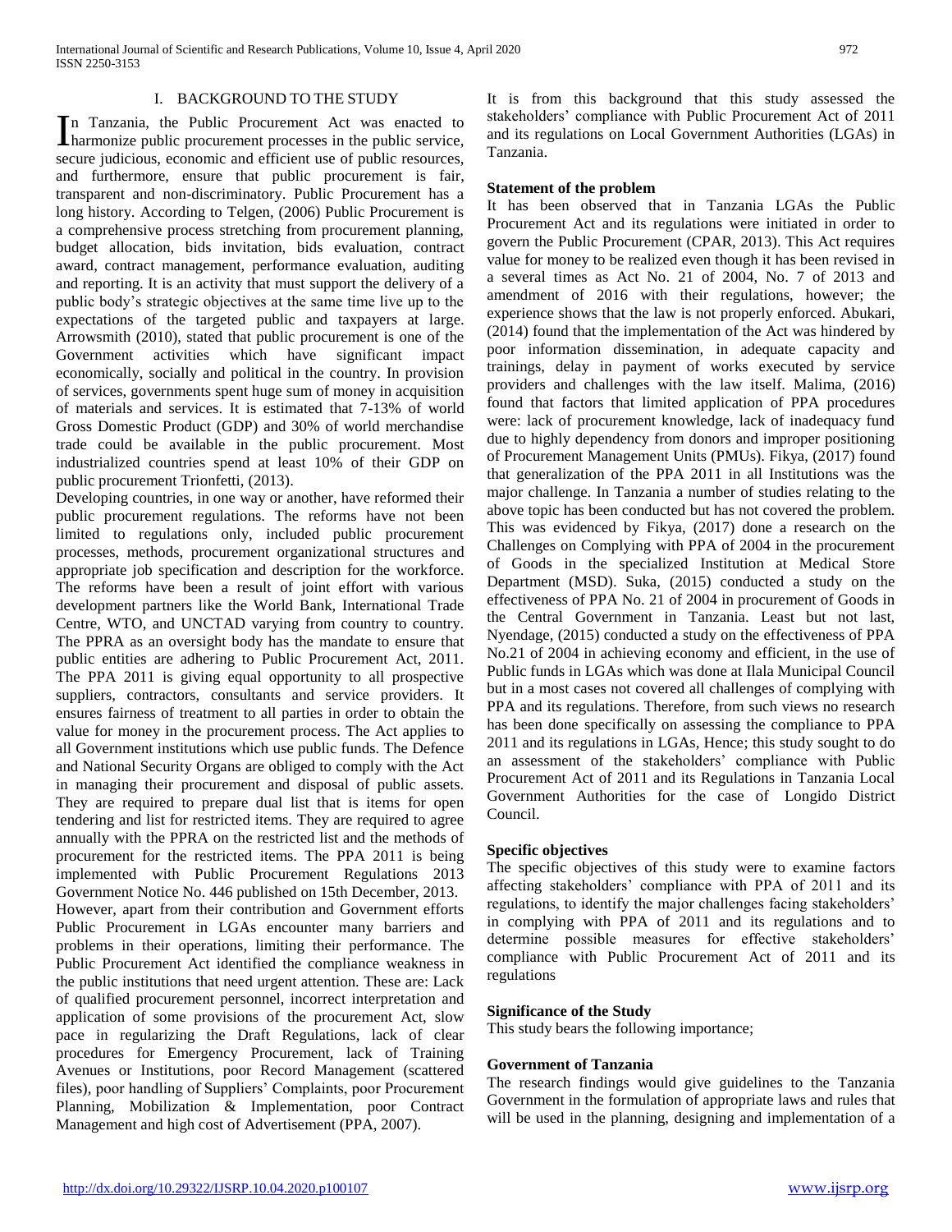## I. BACKGROUND TO THE STUDY

In Tanzania, the Public Procurement Act was enacted to harmonize public procurement processes in the public service, secure judicious, economic and efficient use of public resources, and furthermore, ensure that public procurement is fair, transparent and non-discriminatory. Public Procurement has a long history. According to Telgen, (2006) Public Procurement is a comprehensive process stretching from procurement planning, budget allocation, bids invitation, bids evaluation, contract award, contract management, performance evaluation, auditing and reporting. It is an activity that must support the delivery of a public body's strategic objectives at the same time live up to the expectations of the targeted public and taxpayers at large. Arrowsmith (2010), stated that public procurement is one of the Government activities which have significant impact economically, socially and political in the country. In provision of services, governments spent huge sum of money in acquisition of materials and services. It is estimated that 7-13% of world Gross Domestic Product (GDP) and 30% of world merchandise trade could be available in the public procurement. Most industrialized countries spend at least 10% of their GDP on public procurement Trionfetti, (2013).

Developing countries, in one way or another, have reformed their public procurement regulations. The reforms have not been limited to regulations only, included public procurement processes, methods, procurement organizational structures and appropriate job specification and description for the workforce. The reforms have been a result of joint effort with various development partners like the World Bank, International Trade Centre, WTO, and UNCTAD varying from country to country. The PPRA as an oversight body has the mandate to ensure that public entities are adhering to Public Procurement Act, 2011. The PPA 2011 is giving equal opportunity to all prospective suppliers, contractors, consultants and service providers. It ensures fairness of treatment to all parties in order to obtain the value for money in the procurement process. The Act applies to all Government institutions which use public funds. The Defence and National Security Organs are obliged to comply with the Act in managing their procurement and disposal of public assets. They are required to prepare dual list that is items for open tendering and list for restricted items. They are required to agree annually with the PPRA on the restricted list and the methods of procurement for the restricted items. The PPA 2011 is being implemented with Public Procurement Regulations 2013 Government Notice No. 446 published on 15th December, 2013.

However, apart from their contribution and Government efforts Public Procurement in LGAs encounter many barriers and problems in their operations, limiting their performance. The Public Procurement Act identified the compliance weakness in the public institutions that need urgent attention. These are: Lack of qualified procurement personnel, incorrect interpretation and application of some provisions of the procurement Act, slow pace in regularizing the Draft Regulations, lack of clear procedures for Emergency Procurement, lack of Training Avenues or Institutions, poor Record Management (scattered files), poor handling of Suppliers' Complaints, poor Procurement Planning, Mobilization & Implementation, poor Contract Management and high cost of Advertisement (PPA, 2007).

It is from this background that this study assessed the stakeholders' compliance with Public Procurement Act of 2011 and its regulations on Local Government Authorities (LGAs) in Tanzania.

### Statement of the problem

It has been observed that in Tanzania LGAs the Public Procurement Act and its regulations were initiated in order to govern the Public Procurement (CPAR, 2013). This Act requires value for money to be realized even though it has been revised in a several times as Act No. 21 of 2004, No. 7 of 2013 and amendment of 2016 with their regulations, however; the experience shows that the law is not properly enforced. Abukari, (2014) found that the implementation of the Act was hindered by poor information dissemination, in adequate capacity and trainings, delay in payment of works executed by service providers and challenges with the law itself. Malima, (2016) found that factors that limited application of PPA procedures were: lack of procurement knowledge, lack of inadequacy fund due to highly dependency from donors and improper positioning of Procurement Management Units (PMUs). Fikya, (2017) found that generalization of the PPA 2011 in all Institutions was the major challenge. In Tanzania a number of studies relating to the above topic has been conducted but has not covered the problem. This was evidenced by Fikya, (2017) done a research on the Challenges on Complying with PPA of 2004 in the procurement of Goods in the specialized Institution at Medical Store Department (MSD). Suka, (2015) conducted a study on the effectiveness of PPA No. 21 of 2004 in procurement of Goods in the Central Government in Tanzania. Least but not last, Nyendage, (2015) conducted a study on the effectiveness of PPA No.21 of 2004 in achieving economy and efficient, in the use of Public funds in LGAs which was done at Ilala Municipal Council but in a most cases not covered all challenges of complying with PPA and its regulations. Therefore, from such views no research has been done specifically on assessing the compliance to PPA 2011 and its regulations in LGAs, Hence; this study sought to do an assessment of the stakeholders' compliance with Public Procurement Act of 2011 and its Regulations in Tanzania Local Government Authorities for the case of Longido District Council.

### Specific objectives

The specific objectives of this study were to examine factors affecting stakeholders' compliance with PPA of 2011 and its regulations, to identify the major challenges facing stakeholders' in complying with PPA of 2011 and its regulations and to determine possible measures for effective stakeholders' compliance with Public Procurement Act of 2011 and its regulations

### Significance of the Study

This study bears the following importance;

### Government of Tanzania

The research findings would give guidelines to the Tanzania Government in the formulation of appropriate laws and rules that will be used in the planning, designing and implementation of a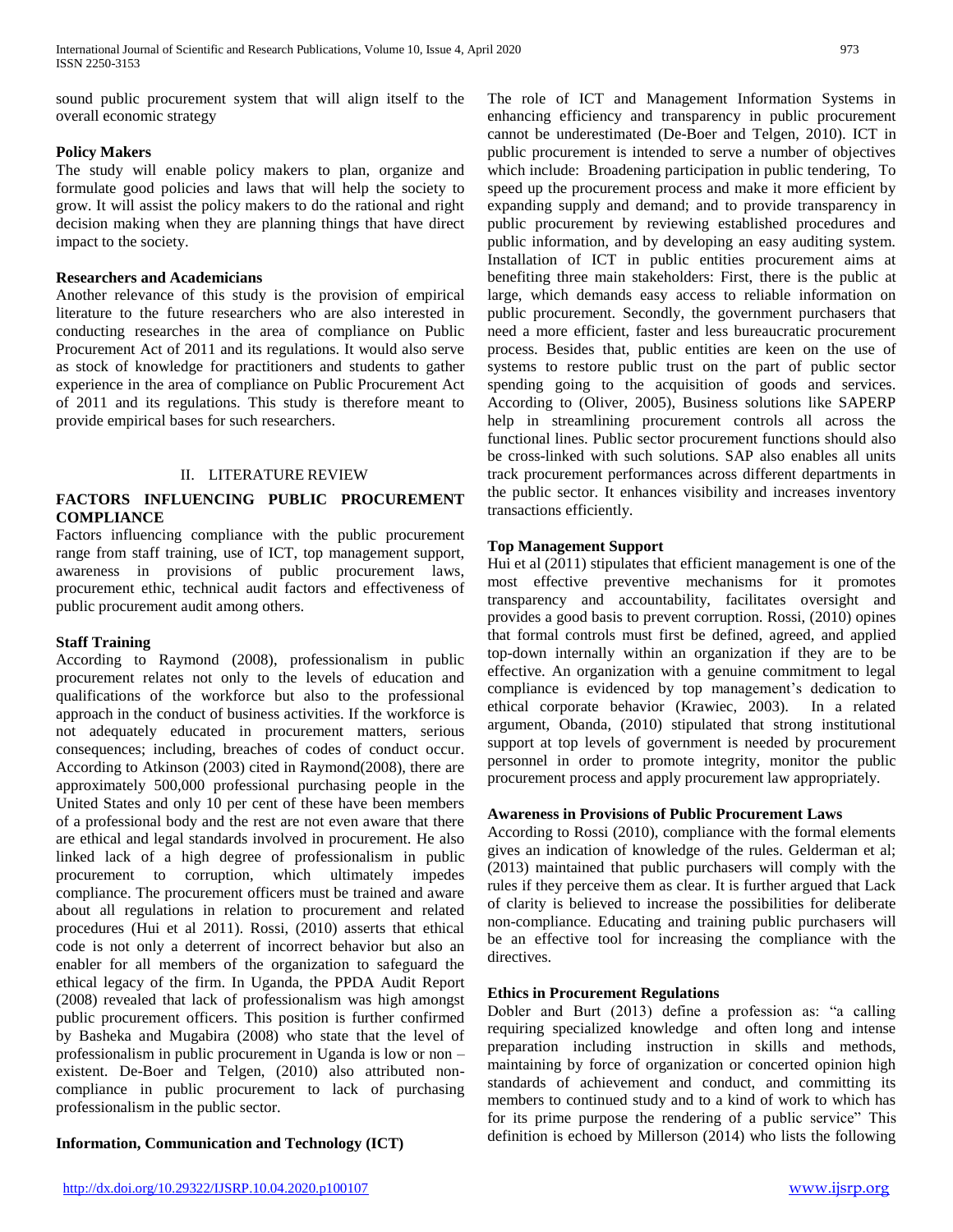sound public procurement system that will align itself to the overall economic strategy

**Policy Makers**

The study will enable policy makers to plan, organize and formulate good policies and laws that will help the society to grow. It will assist the policy makers to do the rational and right decision making when they are planning things that have direct impact to the society.

**Researchers and Academicians**

Another relevance of this study is the provision of empirical literature to the future researchers who are also interested in conducting researches in the area of compliance on Public Procurement Act of 2011 and its regulations. It would also serve as stock of knowledge for practitioners and students to gather experience in the area of compliance on Public Procurement Act of 2011 and its regulations. This study is therefore meant to provide empirical bases for such researchers.

## II. LITERATURE REVIEW

### FACTORS INFLUENCING PUBLIC PROCUREMENT COMPLIANCE

Factors influencing compliance with the public procurement range from staff training, use of ICT, top management support, awareness in provisions of public procurement laws, procurement ethic, technical audit factors and effectiveness of public procurement audit among others.

**Staff Training**

According to Raymond (2008), professionalism in public procurement relates not only to the levels of education and qualifications of the workforce but also to the professional approach in the conduct of business activities. If the workforce is not adequately educated in procurement matters, serious consequences; including, breaches of codes of conduct occur. According to Atkinson (2003) cited in Raymond(2008), there are approximately 500,000 professional purchasing people in the United States and only 10 per cent of these have been members of a professional body and the rest are not even aware that there are ethical and legal standards involved in procurement. He also linked lack of a high degree of professionalism in public procurement to corruption, which ultimately impedes compliance. The procurement officers must be trained and aware about all regulations in relation to procurement and related procedures (Hui et al 2011). Rossi, (2010) asserts that ethical code is not only a deterrent of incorrect behavior but also an enabler for all members of the organization to safeguard the ethical legacy of the firm. In Uganda, the PPDA Audit Report (2008) revealed that lack of professionalism was high amongst public procurement officers. This position is further confirmed by Basheka and Mugabira (2008) who state that the level of professionalism in public procurement in Uganda is low or non – existent. De-Boer and Telgen, (2010) also attributed non-compliance in public procurement to lack of purchasing professionalism in the public sector.

**Information, Communication and Technology (ICT)**

The role of ICT and Management Information Systems in enhancing efficiency and transparency in public procurement cannot be underestimated (De-Boer and Telgen, 2010). ICT in public procurement is intended to serve a number of objectives which include: Broadening participation in public tendering, To speed up the procurement process and make it more efficient by expanding supply and demand; and to provide transparency in public procurement by reviewing established procedures and public information, and by developing an easy auditing system. Installation of ICT in public entities procurement aims at benefiting three main stakeholders: First, there is the public at large, which demands easy access to reliable information on public procurement. Secondly, the government purchasers that need a more efficient, faster and less bureaucratic procurement process. Besides that, public entities are keen on the use of systems to restore public trust on the part of public sector spending going to the acquisition of goods and services. According to (Oliver, 2005), Business solutions like SAPERP help in streamlining procurement controls all across the functional lines. Public sector procurement functions should also be cross-linked with such solutions. SAP also enables all units track procurement performances across different departments in the public sector. It enhances visibility and increases inventory transactions efficiently.

**Top Management Support**

Hui et al (2011) stipulates that efficient management is one of the most effective preventive mechanisms for it promotes transparency and accountability, facilitates oversight and provides a good basis to prevent corruption. Rossi, (2010) opines that formal controls must first be defined, agreed, and applied top-down internally within an organization if they are to be effective. An organization with a genuine commitment to legal compliance is evidenced by top management's dedication to ethical corporate behavior (Krawiec, 2003). In a related argument, Obanda, (2010) stipulated that strong institutional support at top levels of government is needed by procurement personnel in order to promote integrity, monitor the public procurement process and apply procurement law appropriately.

**Awareness in Provisions of Public Procurement Laws**

According to Rossi (2010), compliance with the formal elements gives an indication of knowledge of the rules. Gelderman et al; (2013) maintained that public purchasers will comply with the rules if they perceive them as clear. It is further argued that Lack of clarity is believed to increase the possibilities for deliberate non-compliance. Educating and training public purchasers will be an effective tool for increasing the compliance with the directives.

**Ethics in Procurement Regulations**

Dobler and Burt (2013) define a profession as: "a calling requiring specialized knowledge and often long and intense preparation including instruction in skills and methods, maintaining by force of organization or concerted opinion high standards of achievement and conduct, and committing its members to continued study and to a kind of work to which has for its prime purpose the rendering of a public service" This definition is echoed by Millerson (2014) who lists the following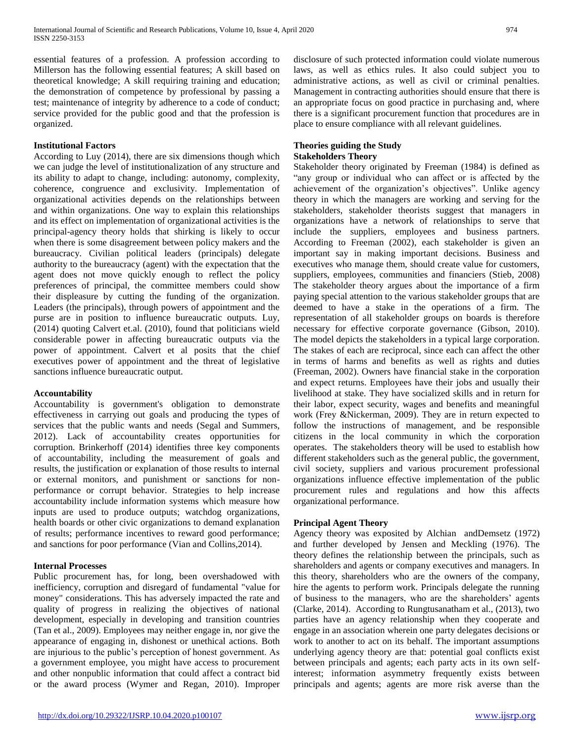essential features of a profession. A profession according to Millerson has the following essential features; A skill based on theoretical knowledge; A skill requiring training and education; the demonstration of competence by professional by passing a test; maintenance of integrity by adherence to a code of conduct; service provided for the public good and that the profession is organized.

### Institutional Factors

According to Luy (2014), there are six dimensions though which we can judge the level of institutionalization of any structure and its ability to adapt to change, including: autonomy, complexity, coherence, congruence and exclusivity. Implementation of organizational activities depends on the relationships between and within organizations. One way to explain this relationships and its effect on implementation of organizational activities is the principal-agency theory holds that shirking is likely to occur when there is some disagreement between policy makers and the bureaucracy. Civilian political leaders (principals) delegate authority to the bureaucracy (agent) with the expectation that the agent does not move quickly enough to reflect the policy preferences of principal, the committee members could show their displeasure by cutting the funding of the organization. Leaders (the principals), through powers of appointment and the purse are in position to influence bureaucratic outputs. Luy, (2014) quoting Calvert et.al. (2010), found that politicians wield considerable power in affecting bureaucratic outputs via the power of appointment. Calvert et al posits that the chief executives power of appointment and the threat of legislative sanctions influence bureaucratic output.

### Accountability

Accountability is government's obligation to demonstrate effectiveness in carrying out goals and producing the types of services that the public wants and needs (Segal and Summers, 2012). Lack of accountability creates opportunities for corruption. Brinkerhoff (2014) identifies three key components of accountability, including the measurement of goals and results, the justification or explanation of those results to internal or external monitors, and punishment or sanctions for non-performance or corrupt behavior. Strategies to help increase accountability include information systems which measure how inputs are used to produce outputs; watchdog organizations, health boards or other civic organizations to demand explanation of results; performance incentives to reward good performance; and sanctions for poor performance (Vian and Collins,2014).

### Internal Processes

Public procurement has, for long, been overshadowed with inefficiency, corruption and disregard of fundamental "value for money" considerations. This has adversely impacted the rate and quality of progress in realizing the objectives of national development, especially in developing and transition countries (Tan et al., 2009). Employees may neither engage in, nor give the appearance of engaging in, dishonest or unethical actions. Both are injurious to the public's perception of honest government. As a government employee, you might have access to procurement and other nonpublic information that could affect a contract bid or the award process (Wymer and Regan, 2010). Improper disclosure of such protected information could violate numerous laws, as well as ethics rules. It also could subject you to administrative actions, as well as civil or criminal penalties. Management in contracting authorities should ensure that there is an appropriate focus on good practice in purchasing and, where there is a significant procurement function that procedures are in place to ensure compliance with all relevant guidelines.

## Theories guiding the Study

### Stakeholders Theory

Stakeholder theory originated by Freeman (1984) is defined as "any group or individual who can affect or is affected by the achievement of the organization's objectives". Unlike agency theory in which the managers are working and serving for the stakeholders, stakeholder theorists suggest that managers in organizations have a network of relationships to serve that include the suppliers, employees and business partners. According to Freeman (2002), each stakeholder is given an important say in making important decisions. Business and executives who manage them, should create value for customers, suppliers, employees, communities and financiers (Stieb, 2008) The stakeholder theory argues about the importance of a firm paying special attention to the various stakeholder groups that are deemed to have a stake in the operations of a firm. The representation of all stakeholder groups on boards is therefore necessary for effective corporate governance (Gibson, 2010). The model depicts the stakeholders in a typical large corporation. The stakes of each are reciprocal, since each can affect the other in terms of harms and benefits as well as rights and duties (Freeman, 2002). Owners have financial stake in the corporation and expect returns. Employees have their jobs and usually their livelihood at stake. They have socialized skills and in return for their labor, expect security, wages and benefits and meaningful work (Frey &Nickerman, 2009). They are in return expected to follow the instructions of management, and be responsible citizens in the local community in which the corporation operates. The stakeholders theory will be used to establish how different stakeholders such as the general public, the government, civil society, suppliers and various procurement professional organizations influence effective implementation of the public procurement rules and regulations and how this affects organizational performance.

### Principal Agent Theory

Agency theory was exposited by Alchian andDemsetz (1972) and further developed by Jensen and Meckling (1976). The theory defines the relationship between the principals, such as shareholders and agents or company executives and managers. In this theory, shareholders who are the owners of the company, hire the agents to perform work. Principals delegate the running of business to the managers, who are the shareholders' agents (Clarke, 2014). According to Rungtusanatham et al., (2013), two parties have an agency relationship when they cooperate and engage in an association wherein one party delegates decisions or work to another to act on its behalf. The important assumptions underlying agency theory are that: potential goal conflicts exist between principals and agents; each party acts in its own self-interest; information asymmetry frequently exists between principals and agents; agents are more risk averse than the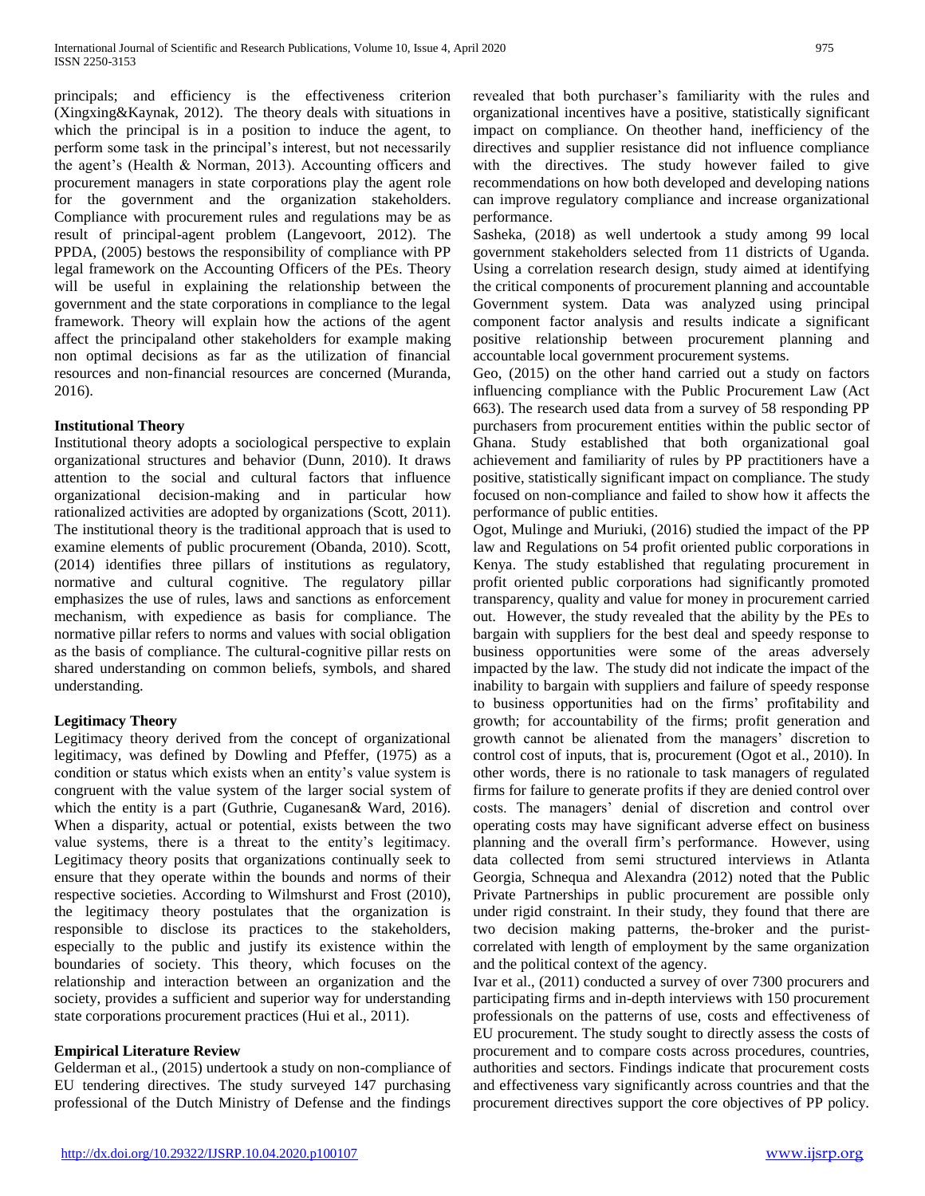principals; and efficiency is the effectiveness criterion (Xingxing&Kaynak, 2012). The theory deals with situations in which the principal is in a position to induce the agent, to perform some task in the principal's interest, but not necessarily the agent's (Health & Norman, 2013). Accounting officers and procurement managers in state corporations play the agent role for the government and the organization stakeholders. Compliance with procurement rules and regulations may be as result of principal-agent problem (Langevoort, 2012). The PPDA, (2005) bestows the responsibility of compliance with PP legal framework on the Accounting Officers of the PEs. Theory will be useful in explaining the relationship between the government and the state corporations in compliance to the legal framework. Theory will explain how the actions of the agent affect the principaland other stakeholders for example making non optimal decisions as far as the utilization of financial resources and non-financial resources are concerned (Muranda, 2016).

**Institutional Theory**

Institutional theory adopts a sociological perspective to explain organizational structures and behavior (Dunn, 2010). It draws attention to the social and cultural factors that influence organizational decision-making and in particular how rationalized activities are adopted by organizations (Scott, 2011). The institutional theory is the traditional approach that is used to examine elements of public procurement (Obanda, 2010). Scott, (2014) identifies three pillars of institutions as regulatory, normative and cultural cognitive. The regulatory pillar emphasizes the use of rules, laws and sanctions as enforcement mechanism, with expedience as basis for compliance. The normative pillar refers to norms and values with social obligation as the basis of compliance. The cultural-cognitive pillar rests on shared understanding on common beliefs, symbols, and shared understanding.

**Legitimacy Theory**

Legitimacy theory derived from the concept of organizational legitimacy, was defined by Dowling and Pfeffer, (1975) as a condition or status which exists when an entity's value system is congruent with the value system of the larger social system of which the entity is a part (Guthrie, Cuganesan& Ward, 2016). When a disparity, actual or potential, exists between the two value systems, there is a threat to the entity's legitimacy. Legitimacy theory posits that organizations continually seek to ensure that they operate within the bounds and norms of their respective societies. According to Wilmshurst and Frost (2010), the legitimacy theory postulates that the organization is responsible to disclose its practices to the stakeholders, especially to the public and justify its existence within the boundaries of society. This theory, which focuses on the relationship and interaction between an organization and the society, provides a sufficient and superior way for understanding state corporations procurement practices (Hui et al., 2011).

**Empirical Literature Review**

Gelderman et al., (2015) undertook a study on non-compliance of EU tendering directives. The study surveyed 147 purchasing professional of the Dutch Ministry of Defense and the findings revealed that both purchaser's familiarity with the rules and organizational incentives have a positive, statistically significant impact on compliance. On theother hand, inefficiency of the directives and supplier resistance did not influence compliance with the directives. The study however failed to give recommendations on how both developed and developing nations can improve regulatory compliance and increase organizational performance.

Sasheka, (2018) as well undertook a study among 99 local government stakeholders selected from 11 districts of Uganda. Using a correlation research design, study aimed at identifying the critical components of procurement planning and accountable Government system. Data was analyzed using principal component factor analysis and results indicate a significant positive relationship between procurement planning and accountable local government procurement systems.

Geo, (2015) on the other hand carried out a study on factors influencing compliance with the Public Procurement Law (Act 663). The research used data from a survey of 58 responding PP purchasers from procurement entities within the public sector of Ghana. Study established that both organizational goal achievement and familiarity of rules by PP practitioners have a positive, statistically significant impact on compliance. The study focused on non-compliance and failed to show how it affects the performance of public entities.

Ogot, Mulinge and Muriuki, (2016) studied the impact of the PP law and Regulations on 54 profit oriented public corporations in Kenya. The study established that regulating procurement in profit oriented public corporations had significantly promoted transparency, quality and value for money in procurement carried out. However, the study revealed that the ability by the PEs to bargain with suppliers for the best deal and speedy response to business opportunities were some of the areas adversely impacted by the law. The study did not indicate the impact of the inability to bargain with suppliers and failure of speedy response to business opportunities had on the firms' profitability and growth; for accountability of the firms; profit generation and growth cannot be alienated from the managers' discretion to control cost of inputs, that is, procurement (Ogot et al., 2010). In other words, there is no rationale to task managers of regulated firms for failure to generate profits if they are denied control over costs. The managers' denial of discretion and control over operating costs may have significant adverse effect on business planning and the overall firm's performance. However, using data collected from semi structured interviews in Atlanta Georgia, Schnequa and Alexandra (2012) noted that the Public Private Partnerships in public procurement are possible only under rigid constraint. In their study, they found that there are two decision making patterns, the-broker and the purist-correlated with length of employment by the same organization and the political context of the agency.

Ivar et al., (2011) conducted a survey of over 7300 procurers and participating firms and in-depth interviews with 150 procurement professionals on the patterns of use, costs and effectiveness of EU procurement. The study sought to directly assess the costs of procurement and to compare costs across procedures, countries, authorities and sectors. Findings indicate that procurement costs and effectiveness vary significantly across countries and that the procurement directives support the core objectives of PP policy.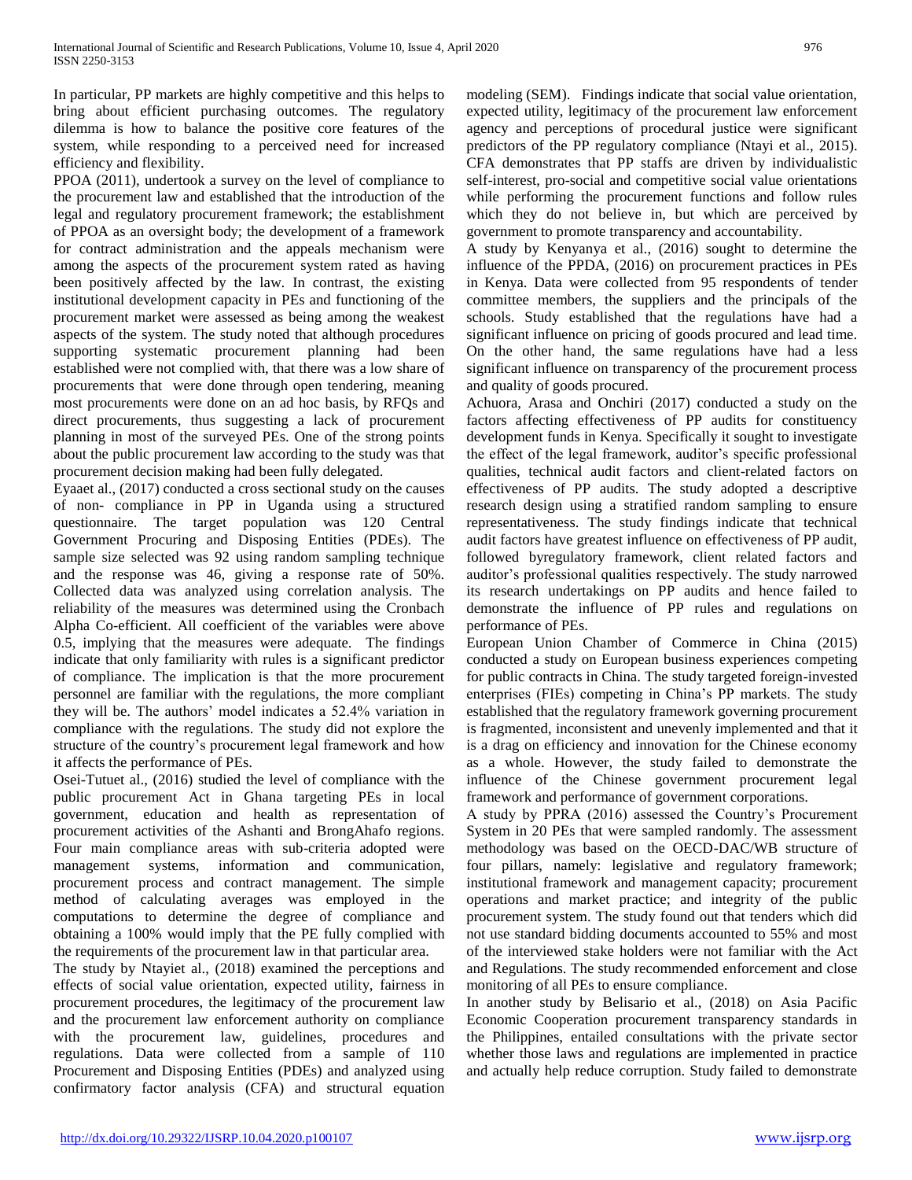In particular, PP markets are highly competitive and this helps to bring about efficient purchasing outcomes. The regulatory dilemma is how to balance the positive core features of the system, while responding to a perceived need for increased efficiency and flexibility.

PPOA (2011), undertook a survey on the level of compliance to the procurement law and established that the introduction of the legal and regulatory procurement framework; the establishment of PPOA as an oversight body; the development of a framework for contract administration and the appeals mechanism were among the aspects of the procurement system rated as having been positively affected by the law. In contrast, the existing institutional development capacity in PEs and functioning of the procurement market were assessed as being among the weakest aspects of the system. The study noted that although procedures supporting systematic procurement planning had been established were not complied with, that there was a low share of procurements that were done through open tendering, meaning most procurements were done on an ad hoc basis, by RFQs and direct procurements, thus suggesting a lack of procurement planning in most of the surveyed PEs. One of the strong points about the public procurement law according to the study was that procurement decision making had been fully delegated.

Eyaaet al., (2017) conducted a cross sectional study on the causes of non- compliance in PP in Uganda using a structured questionnaire. The target population was 120 Central Government Procuring and Disposing Entities (PDEs). The sample size selected was 92 using random sampling technique and the response was 46, giving a response rate of 50%. Collected data was analyzed using correlation analysis. The reliability of the measures was determined using the Cronbach Alpha Co-efficient. All coefficient of the variables were above 0.5, implying that the measures were adequate. The findings indicate that only familiarity with rules is a significant predictor of compliance. The implication is that the more procurement personnel are familiar with the regulations, the more compliant they will be. The authors' model indicates a 52.4% variation in compliance with the regulations. The study did not explore the structure of the country's procurement legal framework and how it affects the performance of PEs.

Osei-Tutuet al., (2016) studied the level of compliance with the public procurement Act in Ghana targeting PEs in local government, education and health as representation of procurement activities of the Ashanti and BrongAhafo regions. Four main compliance areas with sub-criteria adopted were management systems, information and communication, procurement process and contract management. The simple method of calculating averages was employed in the computations to determine the degree of compliance and obtaining a 100% would imply that the PE fully complied with the requirements of the procurement law in that particular area.

The study by Ntayiet al., (2018) examined the perceptions and effects of social value orientation, expected utility, fairness in procurement procedures, the legitimacy of the procurement law and the procurement law enforcement authority on compliance with the procurement law, guidelines, procedures and regulations. Data were collected from a sample of 110 Procurement and Disposing Entities (PDEs) and analyzed using confirmatory factor analysis (CFA) and structural equation modeling (SEM). Findings indicate that social value orientation, expected utility, legitimacy of the procurement law enforcement agency and perceptions of procedural justice were significant predictors of the PP regulatory compliance (Ntayi et al., 2015). CFA demonstrates that PP staffs are driven by individualistic self-interest, pro-social and competitive social value orientations while performing the procurement functions and follow rules which they do not believe in, but which are perceived by government to promote transparency and accountability.

A study by Kenyanya et al., (2016) sought to determine the influence of the PPDA, (2016) on procurement practices in PEs in Kenya. Data were collected from 95 respondents of tender committee members, the suppliers and the principals of the schools. Study established that the regulations have had a significant influence on pricing of goods procured and lead time. On the other hand, the same regulations have had a less significant influence on transparency of the procurement process and quality of goods procured.

Achuora, Arasa and Onchiri (2017) conducted a study on the factors affecting effectiveness of PP audits for constituency development funds in Kenya. Specifically it sought to investigate the effect of the legal framework, auditor's specific professional qualities, technical audit factors and client-related factors on effectiveness of PP audits. The study adopted a descriptive research design using a stratified random sampling to ensure representativeness. The study findings indicate that technical audit factors have greatest influence on effectiveness of PP audit, followed byregulatory framework, client related factors and auditor's professional qualities respectively. The study narrowed its research undertakings on PP audits and hence failed to demonstrate the influence of PP rules and regulations on performance of PEs.

European Union Chamber of Commerce in China (2015) conducted a study on European business experiences competing for public contracts in China. The study targeted foreign-invested enterprises (FIEs) competing in China's PP markets. The study established that the regulatory framework governing procurement is fragmented, inconsistent and unevenly implemented and that it is a drag on efficiency and innovation for the Chinese economy as a whole. However, the study failed to demonstrate the influence of the Chinese government procurement legal framework and performance of government corporations.

A study by PPRA (2016) assessed the Country's Procurement System in 20 PEs that were sampled randomly. The assessment methodology was based on the OECD-DAC/WB structure of four pillars, namely: legislative and regulatory framework; institutional framework and management capacity; procurement operations and market practice; and integrity of the public procurement system. The study found out that tenders which did not use standard bidding documents accounted to 55% and most of the interviewed stake holders were not familiar with the Act and Regulations. The study recommended enforcement and close monitoring of all PEs to ensure compliance.

In another study by Belisario et al., (2018) on Asia Pacific Economic Cooperation procurement transparency standards in the Philippines, entailed consultations with the private sector whether those laws and regulations are implemented in practice and actually help reduce corruption. Study failed to demonstrate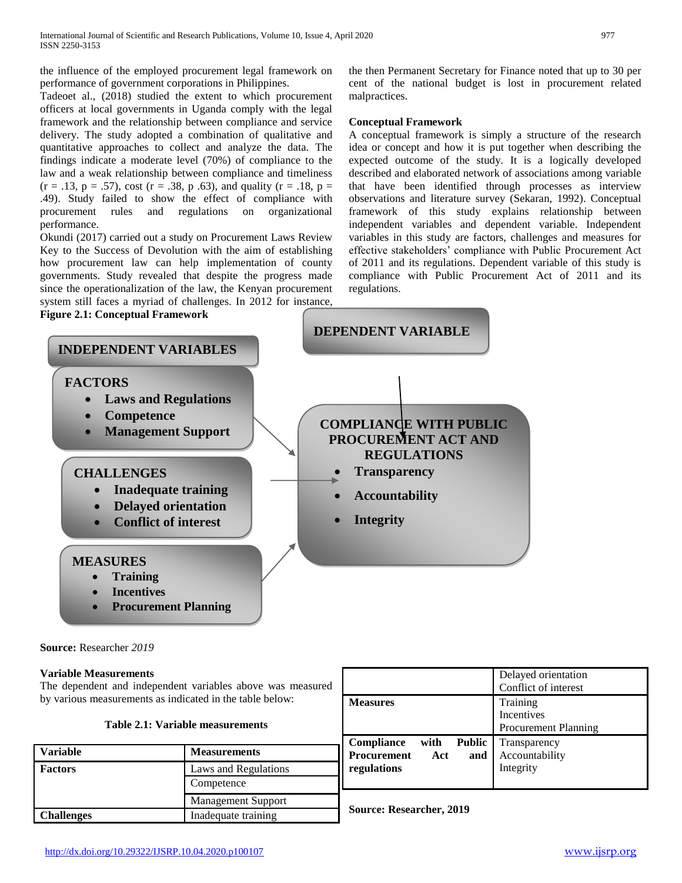the influence of the employed procurement legal framework on performance of government corporations in Philippines.

Tadeoet al., (2018) studied the extent to which procurement officers at local governments in Uganda comply with the legal framework and the relationship between compliance and service delivery. The study adopted a combination of qualitative and quantitative approaches to collect and analyze the data. The findings indicate a moderate level (70%) of compliance to the law and a weak relationship between compliance and timeliness ($r = .13$, $p = .57$), cost ($r = .38$, $p .63$), and quality ($r = .18$, $p = .49$). Study failed to show the effect of compliance with procurement rules and regulations on organizational performance.

Okundi (2017) carried out a study on Procurement Laws Review Key to the Success of Devolution with the aim of establishing how procurement law can help implementation of county governments. Study revealed that despite the progress made since the operationalization of the law, the Kenyan procurement system still faces a myriad of challenges. In 2012 for instance, the then Permanent Secretary for Finance noted that up to 30 per cent of the national budget is lost in procurement related malpractices.

**Conceptual Framework**

A conceptual framework is simply a structure of the research idea or concept and how it is put together when describing the expected outcome of the study. It is a logically developed described and elaborated network of associations among variable that have been identified through processes as interview observations and literature survey (Sekaran, 1992). Conceptual framework of this study explains relationship between independent variables and dependent variable. Independent variables in this study are factors, challenges and measures for effective stakeholders' compliance with Public Procurement Act of 2011 and its regulations. Dependent variable of this study is compliance with Public Procurement Act of 2011 and its regulations.

**Figure 2.1: Conceptual Framework**

**INDEPENDENT VARIABLES**

**FACTORS**
- Laws and Regulations
- Competence
- Management Support

**CHALLENGES**
- Inadequate training
- Delayed orientation
- Conflict of interest

**MEASURES**
- Training
- Incentives
- Procurement Planning

**DEPENDENT VARIABLE**

**COMPLIANCE WITH PUBLIC PROCUREMENT ACT AND REGULATIONS**
- Transparency
- Accountability
- Integrity

**Source:** Researcher *2019*

**Variable Measurements**

The dependent and independent variables above was measured by various measurements as indicated in the table below:

**Table 2.1: Variable measurements**

| Variable | Measurements |
|---|---|
| **Factors** | Laws and Regulations |
| | Competence |
| | Management Support |
| **Challenges** | Inadequate training |
| | Delayed orientation<br>Conflict of interest |
| **Measures** | Training<br>Incentives<br>Procurement Planning |
| **Compliance with Public Procurement Act and regulations** | Transparency<br>Accountability<br>Integrity |

**Source: Researcher, 2019**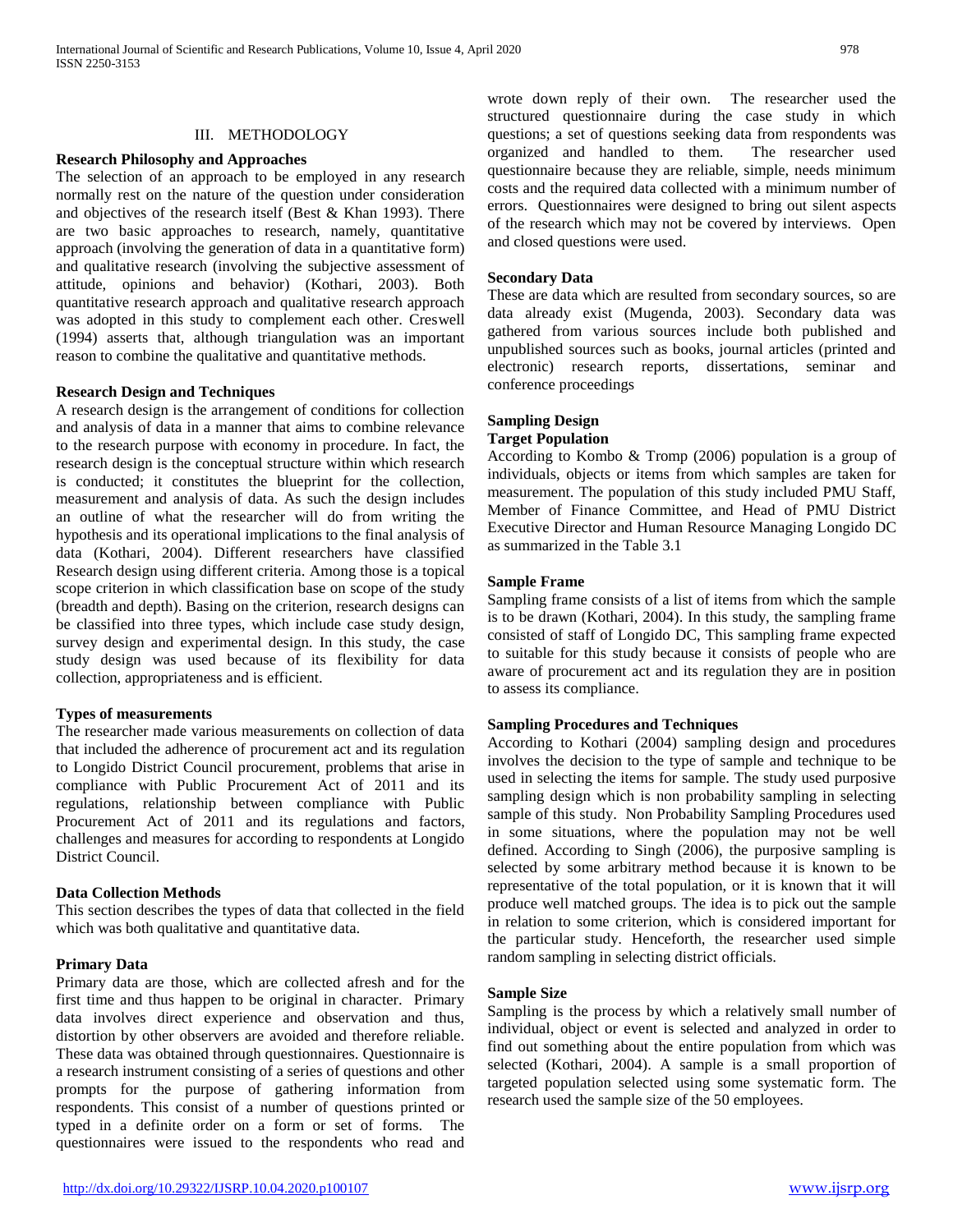## III. METHODOLOGY

### Research Philosophy and Approaches

The selection of an approach to be employed in any research normally rest on the nature of the question under consideration and objectives of the research itself (Best & Khan 1993). There are two basic approaches to research, namely, quantitative approach (involving the generation of data in a quantitative form) and qualitative research (involving the subjective assessment of attitude, opinions and behavior) (Kothari, 2003). Both quantitative research approach and qualitative research approach was adopted in this study to complement each other. Creswell (1994) asserts that, although triangulation was an important reason to combine the qualitative and quantitative methods.

### Research Design and Techniques

A research design is the arrangement of conditions for collection and analysis of data in a manner that aims to combine relevance to the research purpose with economy in procedure. In fact, the research design is the conceptual structure within which research is conducted; it constitutes the blueprint for the collection, measurement and analysis of data. As such the design includes an outline of what the researcher will do from writing the hypothesis and its operational implications to the final analysis of data (Kothari, 2004). Different researchers have classified Research design using different criteria. Among those is a topical scope criterion in which classification base on scope of the study (breadth and depth). Basing on the criterion, research designs can be classified into three types, which include case study design, survey design and experimental design. In this study, the case study design was used because of its flexibility for data collection, appropriateness and is efficient.

### Types of measurements

The researcher made various measurements on collection of data that included the adherence of procurement act and its regulation to Longido District Council procurement, problems that arise in compliance with Public Procurement Act of 2011 and its regulations, relationship between compliance with Public Procurement Act of 2011 and its regulations and factors, challenges and measures for according to respondents at Longido District Council.

### Data Collection Methods

This section describes the types of data that collected in the field which was both qualitative and quantitative data.

### Primary Data

Primary data are those, which are collected afresh and for the first time and thus happen to be original in character. Primary data involves direct experience and observation and thus, distortion by other observers are avoided and therefore reliable. These data was obtained through questionnaires. Questionnaire is a research instrument consisting of a series of questions and other prompts for the purpose of gathering information from respondents. This consist of a number of questions printed or typed in a definite order on a form or set of forms. The questionnaires were issued to the respondents who read and wrote down reply of their own. The researcher used the structured questionnaire during the case study in which questions; a set of questions seeking data from respondents was organized and handled to them. The researcher used questionnaire because they are reliable, simple, needs minimum costs and the required data collected with a minimum number of errors. Questionnaires were designed to bring out silent aspects of the research which may not be covered by interviews. Open and closed questions were used.

### Secondary Data

These are data which are resulted from secondary sources, so are data already exist (Mugenda, 2003). Secondary data was gathered from various sources include both published and unpublished sources such as books, journal articles (printed and electronic) research reports, dissertations, seminar and conference proceedings

### Sampling Design

#### Target Population

According to Kombo & Tromp (2006) population is a group of individuals, objects or items from which samples are taken for measurement. The population of this study included PMU Staff, Member of Finance Committee, and Head of PMU District Executive Director and Human Resource Managing Longido DC as summarized in the Table 3.1

#### Sample Frame

Sampling frame consists of a list of items from which the sample is to be drawn (Kothari, 2004). In this study, the sampling frame consisted of staff of Longido DC, This sampling frame expected to suitable for this study because it consists of people who are aware of procurement act and its regulation they are in position to assess its compliance.

#### Sampling Procedures and Techniques

According to Kothari (2004) sampling design and procedures involves the decision to the type of sample and technique to be used in selecting the items for sample. The study used purposive sampling design which is non probability sampling in selecting sample of this study. Non Probability Sampling Procedures used in some situations, where the population may not be well defined. According to Singh (2006), the purposive sampling is selected by some arbitrary method because it is known to be representative of the total population, or it is known that it will produce well matched groups. The idea is to pick out the sample in relation to some criterion, which is considered important for the particular study. Henceforth, the researcher used simple random sampling in selecting district officials.

#### Sample Size

Sampling is the process by which a relatively small number of individual, object or event is selected and analyzed in order to find out something about the entire population from which was selected (Kothari, 2004). A sample is a small proportion of targeted population selected using some systematic form. The research used the sample size of the 50 employees.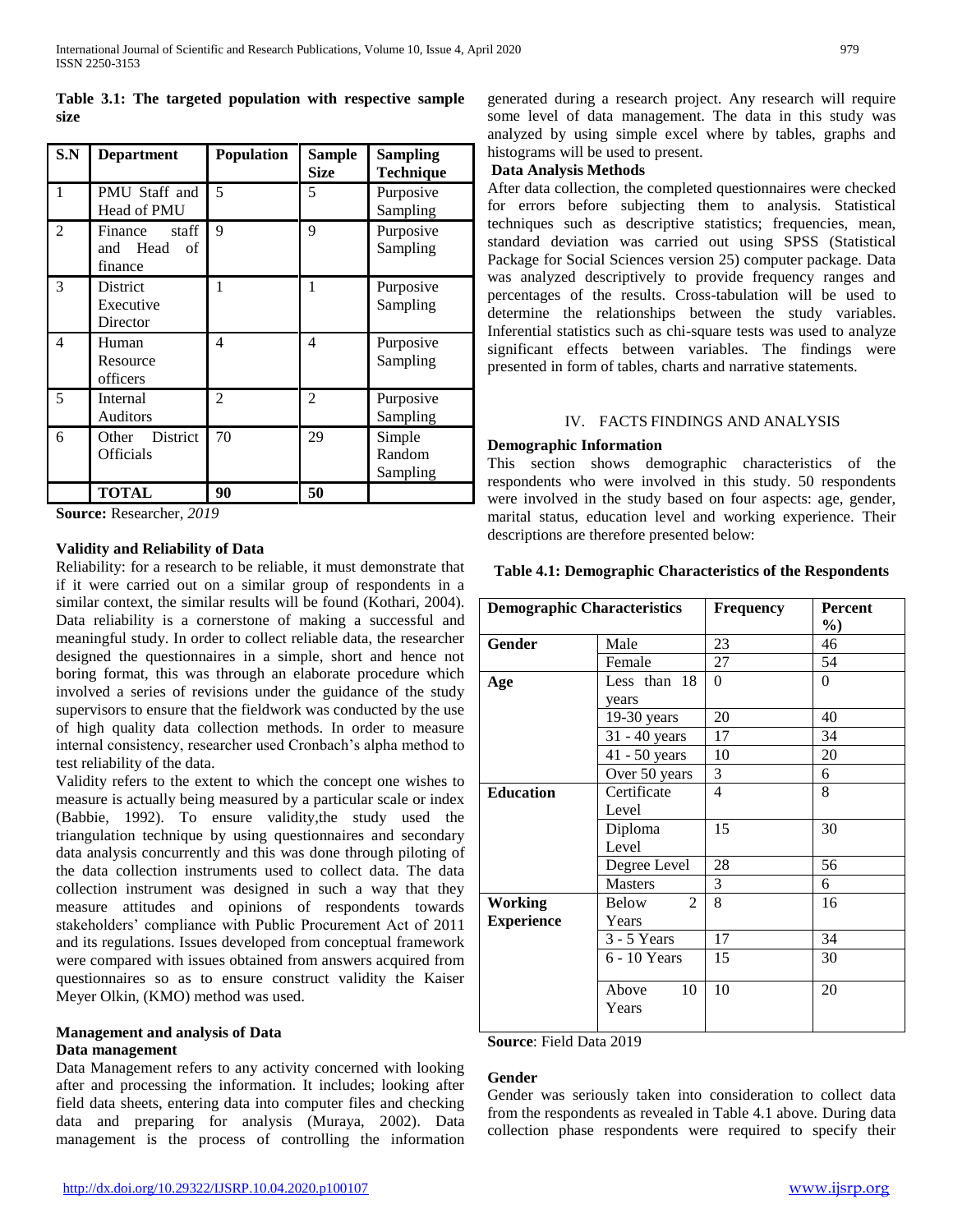**Table 3.1: The targeted population with respective sample size**

| S.N | Department | Population | Sample Size | Sampling Technique |
|---|---|---|---|---|
| 1 | PMU Staff and Head of PMU | 5 | 5 | Purposive Sampling |
| 2 | Finance staff and Head of finance | 9 | 9 | Purposive Sampling |
| 3 | District Executive Director | 1 | 1 | Purposive Sampling |
| 4 | Human Resource officers | 4 | 4 | Purposive Sampling |
| 5 | Internal Auditors | 2 | 2 | Purposive Sampling |
| 6 | Other District Officials | 70 | 29 | Simple Random Sampling |
| | **TOTAL** | **90** | **50** | |

**Source:** Researcher, *2019*

**Validity and Reliability of Data**

Reliability: for a research to be reliable, it must demonstrate that if it were carried out on a similar group of respondents in a similar context, the similar results will be found (Kothari, 2004). Data reliability is a cornerstone of making a successful and meaningful study. In order to collect reliable data, the researcher designed the questionnaires in a simple, short and hence not boring format, this was through an elaborate procedure which involved a series of revisions under the guidance of the study supervisors to ensure that the fieldwork was conducted by the use of high quality data collection methods. In order to measure internal consistency, researcher used Cronbach's alpha method to test reliability of the data.

Validity refers to the extent to which the concept one wishes to measure is actually being measured by a particular scale or index (Babbie, 1992). To ensure validity,the study used the triangulation technique by using questionnaires and secondary data analysis concurrently and this was done through piloting of the data collection instruments used to collect data. The data collection instrument was designed in such a way that they measure attitudes and opinions of respondents towards stakeholders' compliance with Public Procurement Act of 2011 and its regulations. Issues developed from conceptual framework were compared with issues obtained from answers acquired from questionnaires so as to ensure construct validity the Kaiser Meyer Olkin, (KMO) method was used.

**Management and analysis of Data**

**Data management**

Data Management refers to any activity concerned with looking after and processing the information. It includes; looking after field data sheets, entering data into computer files and checking data and preparing for analysis (Muraya, 2002). Data management is the process of controlling the information generated during a research project. Any research will require some level of data management. The data in this study was analyzed by using simple excel where by tables, graphs and histograms will be used to present.

**Data Analysis Methods**

After data collection, the completed questionnaires were checked for errors before subjecting them to analysis. Statistical techniques such as descriptive statistics; frequencies, mean, standard deviation was carried out using SPSS (Statistical Package for Social Sciences version 25) computer package. Data was analyzed descriptively to provide frequency ranges and percentages of the results. Cross-tabulation will be used to determine the relationships between the study variables. Inferential statistics such as chi-square tests was used to analyze significant effects between variables. The findings were presented in form of tables, charts and narrative statements.

## IV. FACTS FINDINGS AND ANALYSIS

**Demographic Information**

This section shows demographic characteristics of the respondents who were involved in this study. 50 respondents were involved in the study based on four aspects: age, gender, marital status, education level and working experience. Their descriptions are therefore presented below:

**Table 4.1: Demographic Characteristics of the Respondents**

| Demographic Characteristics | | Frequency | Percent %) |
|---|---|---|---|
| **Gender** | Male | 23 | 46 |
| | Female | 27 | 54 |
| **Age** | Less than 18 years | 0 | 0 |
| | 19-30 years | 20 | 40 |
| | 31 - 40 years | 17 | 34 |
| | 41 - 50 years | 10 | 20 |
| | Over 50 years | 3 | 6 |
| **Education** | Certificate Level | 4 | 8 |
| | Diploma Level | 15 | 30 |
| | Degree Level | 28 | 56 |
| | Masters | 3 | 6 |
| **Working Experience** | Below 2 Years | 8 | 16 |
| | 3 - 5 Years | 17 | 34 |
| | 6 - 10 Years | 15 | 30 |
| | Above 10 Years | 10 | 20 |

**Source**: Field Data 2019

**Gender**

Gender was seriously taken into consideration to collect data from the respondents as revealed in Table 4.1 above. During data collection phase respondents were required to specify their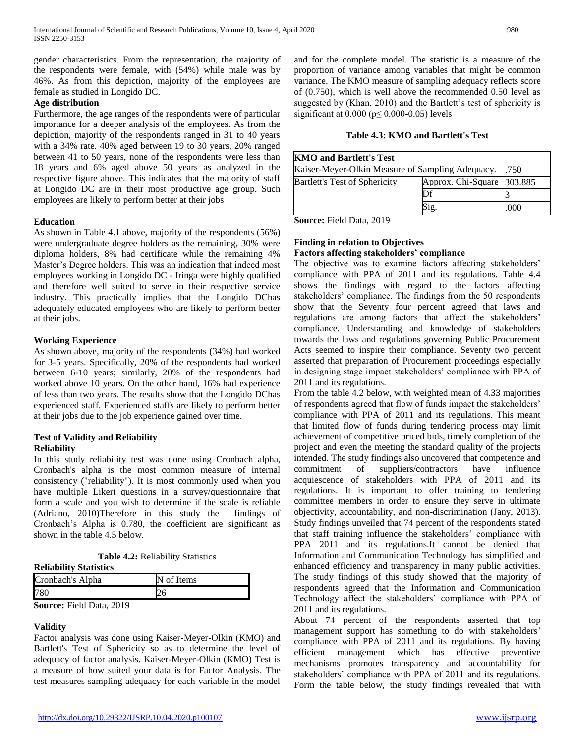gender characteristics. From the representation, the majority of the respondents were female, with (54%) while male was by 46%. As from this depiction, majority of the employees are female as studied in Longido DC.

**Age distribution**

Furthermore, the age ranges of the respondents were of particular importance for a deeper analysis of the employees. As from the depiction, majority of the respondents ranged in 31 to 40 years with a 34% rate. 40% aged between 19 to 30 years, 20% ranged between 41 to 50 years, none of the respondents were less than 18 years and 6% aged above 50 years as analyzed in the respective figure above. This indicates that the majority of staff at Longido DC are in their most productive age group. Such employees are likely to perform better at their jobs

**Education**

As shown in Table 4.1 above, majority of the respondents (56%) were undergraduate degree holders as the remaining, 30% were diploma holders, 8% had certificate while the remaining 4% Master's Degree holders. This was an indication that indeed most employees working in Longido DC - Iringa were highly qualified and therefore well suited to serve in their respective service industry. This practically implies that the Longido DChas adequately educated employees who are likely to perform better at their jobs.

**Working Experience**

As shown above, majority of the respondents (34%) had worked for 3-5 years. Specifically, 20% of the respondents had worked between 6-10 years; similarly, 20% of the respondents had worked above 10 years. On the other hand, 16% had experience of less than two years. The results show that the Longido DChas experienced staff. Experienced staffs are likely to perform better at their jobs due to the job experience gained over time.

**Test of Validity and Reliability**

**Reliability**

In this study reliability test was done using Cronbach alpha, Cronbach's alpha is the most common measure of internal consistency ("reliability"). It is most commonly used when you have multiple Likert questions in a survey/questionnaire that form a scale and you wish to determine if the scale is reliable (Adriano, 2010)Therefore in this study the findings of Cronbach's Alpha is 0.780, the coefficient are significant as shown in the table 4.5 below.

**Table 4.2:** Reliability Statistics

**Reliability Statistics**

| Cronbach's Alpha | N of Items |
|---|---|
| 780 | 26 |

**Source:** Field Data, 2019

**Validity**

Factor analysis was done using Kaiser-Meyer-Olkin (KMO) and Bartlett's Test of Sphericity so as to determine the level of adequacy of factor analysis. Kaiser-Meyer-Olkin (KMO) Test is a measure of how suited your data is for Factor Analysis. The test measures sampling adequacy for each variable in the model and for the complete model. The statistic is a measure of the proportion of variance among variables that might be common variance. The KMO measure of sampling adequacy reflects score of (0.750), which is well above the recommended 0.50 level as suggested by (Khan, 2010) and the Bartlett's test of sphericity is significant at 0.000 ($p \leq 0.000$-0.05) levels

**Table 4.3: KMO and Bartlett's Test**

| **KMO and Bartlett's Test** | | |
|---|---|---|
| Kaiser-Meyer-Olkin Measure of Sampling Adequacy. | | .750 |
| Bartlett's Test of Sphericity | Approx. Chi-Square | 303.885 |
| | Df | 3 |
| | Sig. | .000 |

**Source:** Field Data, 2019

**Finding in relation to Objectives**

**Factors affecting stakeholders' compliance**

The objective was to examine factors affecting stakeholders' compliance with PPA of 2011 and its regulations. Table 4.4 shows the findings with regard to the factors affecting stakeholders' compliance. The findings from the 50 respondents show that the Seventy four percent agreed that laws and regulations are among factors that affect the stakeholders' compliance. Understanding and knowledge of stakeholders towards the laws and regulations governing Public Procurement Acts seemed to inspire their compliance. Seventy two percent asserted that preparation of Procurement proceedings especially in designing stage impact stakeholders' compliance with PPA of 2011 and its regulations.

From the table 4.2 below, with weighted mean of 4.33 majorities of respondents agreed that flow of funds impact the stakeholders' compliance with PPA of 2011 and its regulations. This meant that limited flow of funds during tendering process may limit achievement of competitive priced bids, timely completion of the project and even the meeting the standard quality of the projects intended. The study findings also uncovered that competence and commitment of suppliers/contractors have influence acquiescence of stakeholders with PPA of 2011 and its regulations. It is important to offer training to tendering committee members in order to ensure they serve in ultimate objectivity, accountability, and non-discrimination (Jany, 2013). Study findings unveiled that 74 percent of the respondents stated that staff training influence the stakeholders' compliance with PPA 2011 and its regulations.It cannot be denied that Information and Communication Technology has simplified and enhanced efficiency and transparency in many public activities. The study findings of this study showed that the majority of respondents agreed that the Information and Communication Technology affect the stakeholders' compliance with PPA of 2011 and its regulations.

About 74 percent of the respondents asserted that top management support has something to do with stakeholders' compliance with PPA of 2011 and its regulations. By having efficient management which has effective preventive mechanisms promotes transparency and accountability for stakeholders' compliance with PPA of 2011 and its regulations. Form the table below, the study findings revealed that with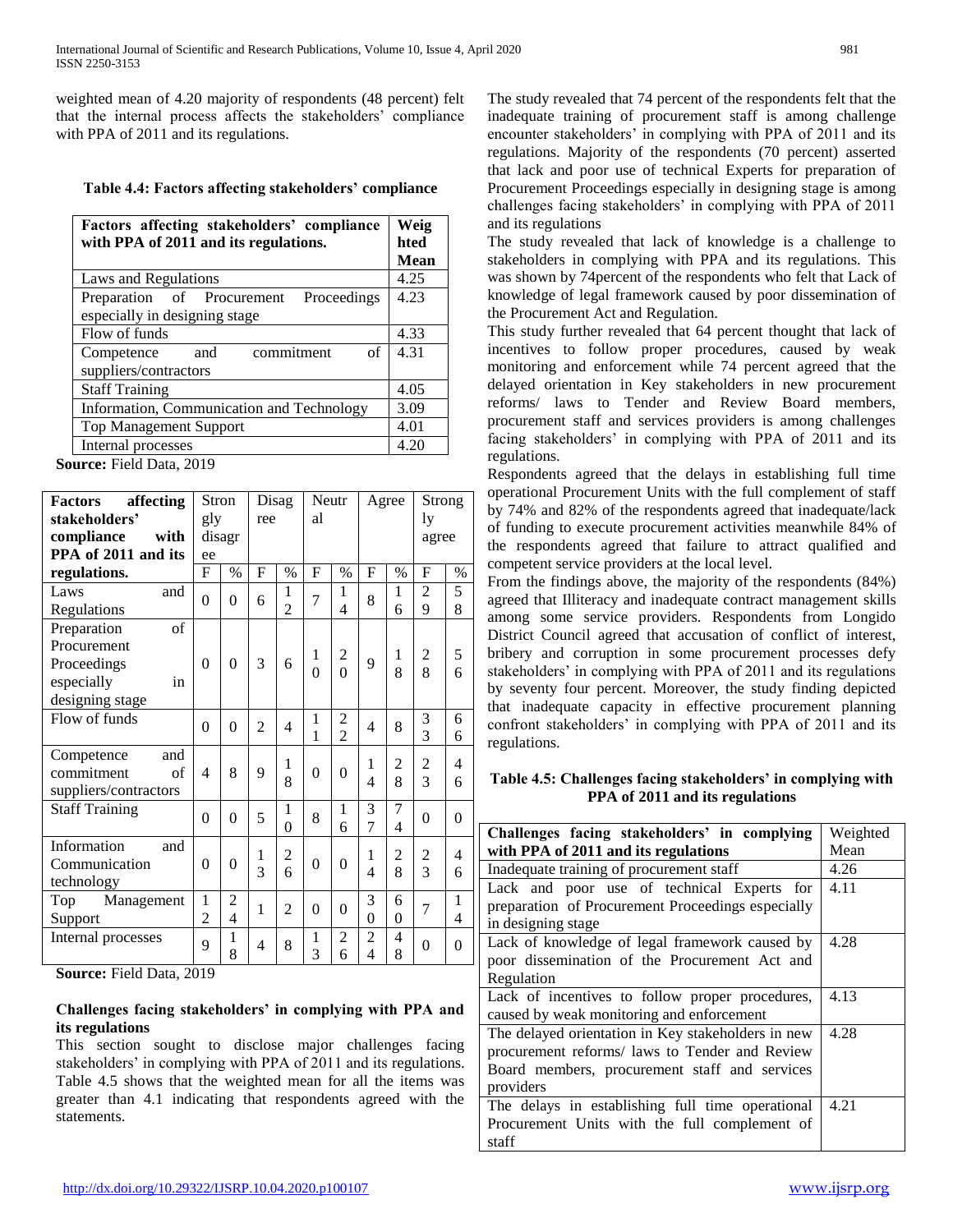weighted mean of 4.20 majority of respondents (48 percent) felt that the internal process affects the stakeholders' compliance with PPA of 2011 and its regulations.

**Table 4.4: Factors affecting stakeholders' compliance**

| Factors affecting stakeholders' compliance with PPA of 2011 and its regulations. | Weighted Mean |
|---|---|
| Laws and Regulations | 4.25 |
| Preparation of Procurement Proceedings especially in designing stage | 4.23 |
| Flow of funds | 4.33 |
| Competence and commitment of suppliers/contractors | 4.31 |
| Staff Training | 4.05 |
| Information, Communication and Technology | 3.09 |
| Top Management Support | 4.01 |
| Internal processes | 4.20 |

**Source:** Field Data, 2019

| Factors affecting stakeholders' compliance with PPA of 2011 and its regulations. | Strongly disagree | | Disagree | | Neutral | | Agree | | Strongly agree | |
|---|---|---|---|---|---|---|---|---|---|---|
| | F | % | F | % | F | % | F | % | F | % |
| Laws and Regulations | 0 | 0 | 6 | 12 | 7 | 14 | 8 | 16 | 29 | 58 |
| Preparation of Procurement Proceedings especially in designing stage | 0 | 0 | 3 | 6 | 10 | 20 | 9 | 18 | 28 | 56 |
| Flow of funds | 0 | 0 | 2 | 4 | 11 | 22 | 4 | 8 | 33 | 66 |
| Competence and commitment of suppliers/contractors | 4 | 8 | 9 | 18 | 0 | 0 | 14 | 28 | 23 | 46 |
| Staff Training | 0 | 0 | 5 | 10 | 8 | 16 | 37 | 74 | 0 | 0 |
| Information and Communication technology | 0 | 0 | 13 | 26 | 0 | 0 | 14 | 28 | 23 | 46 |
| Top Management Support | 12 | 24 | 1 | 2 | 0 | 0 | 30 | 60 | 7 | 14 |
| Internal processes | 9 | 18 | 4 | 8 | 13 | 26 | 24 | 48 | 0 | 0 |

**Source:** Field Data, 2019

### Challenges facing stakeholders' in complying with PPA and its regulations

This section sought to disclose major challenges facing stakeholders' in complying with PPA of 2011 and its regulations. Table 4.5 shows that the weighted mean for all the items was greater than 4.1 indicating that respondents agreed with the statements.

The study revealed that 74 percent of the respondents felt that the inadequate training of procurement staff is among challenge encounter stakeholders' in complying with PPA of 2011 and its regulations. Majority of the respondents (70 percent) asserted that lack and poor use of technical Experts for preparation of Procurement Proceedings especially in designing stage is among challenges facing stakeholders' in complying with PPA of 2011 and its regulations

The study revealed that lack of knowledge is a challenge to stakeholders in complying with PPA and its regulations. This was shown by 74percent of the respondents who felt that Lack of knowledge of legal framework caused by poor dissemination of the Procurement Act and Regulation.

This study further revealed that 64 percent thought that lack of incentives to follow proper procedures, caused by weak monitoring and enforcement while 74 percent agreed that the delayed orientation in Key stakeholders in new procurement reforms/ laws to Tender and Review Board members, procurement staff and services providers is among challenges facing stakeholders' in complying with PPA of 2011 and its regulations.

Respondents agreed that the delays in establishing full time operational Procurement Units with the full complement of staff by 74% and 82% of the respondents agreed that inadequate/lack of funding to execute procurement activities meanwhile 84% of the respondents agreed that failure to attract qualified and competent service providers at the local level.

From the findings above, the majority of the respondents (84%) agreed that Illiteracy and inadequate contract management skills among some service providers. Respondents from Longido District Council agreed that accusation of conflict of interest, bribery and corruption in some procurement processes defy stakeholders' in complying with PPA of 2011 and its regulations by seventy four percent. Moreover, the study finding depicted that inadequate capacity in effective procurement planning confront stakeholders' in complying with PPA of 2011 and its regulations.

**Table 4.5: Challenges facing stakeholders' in complying with PPA of 2011 and its regulations**

| Challenges facing stakeholders' in complying with PPA of 2011 and its regulations | Weighted Mean |
|---|---|
| Inadequate training of procurement staff | 4.26 |
| Lack and poor use of technical Experts for preparation of Procurement Proceedings especially in designing stage | 4.11 |
| Lack of knowledge of legal framework caused by poor dissemination of the Procurement Act and Regulation | 4.28 |
| Lack of incentives to follow proper procedures, caused by weak monitoring and enforcement | 4.13 |
| The delayed orientation in Key stakeholders in new procurement reforms/ laws to Tender and Review Board members, procurement staff and services providers | 4.28 |
| The delays in establishing full time operational Procurement Units with the full complement of staff | 4.21 |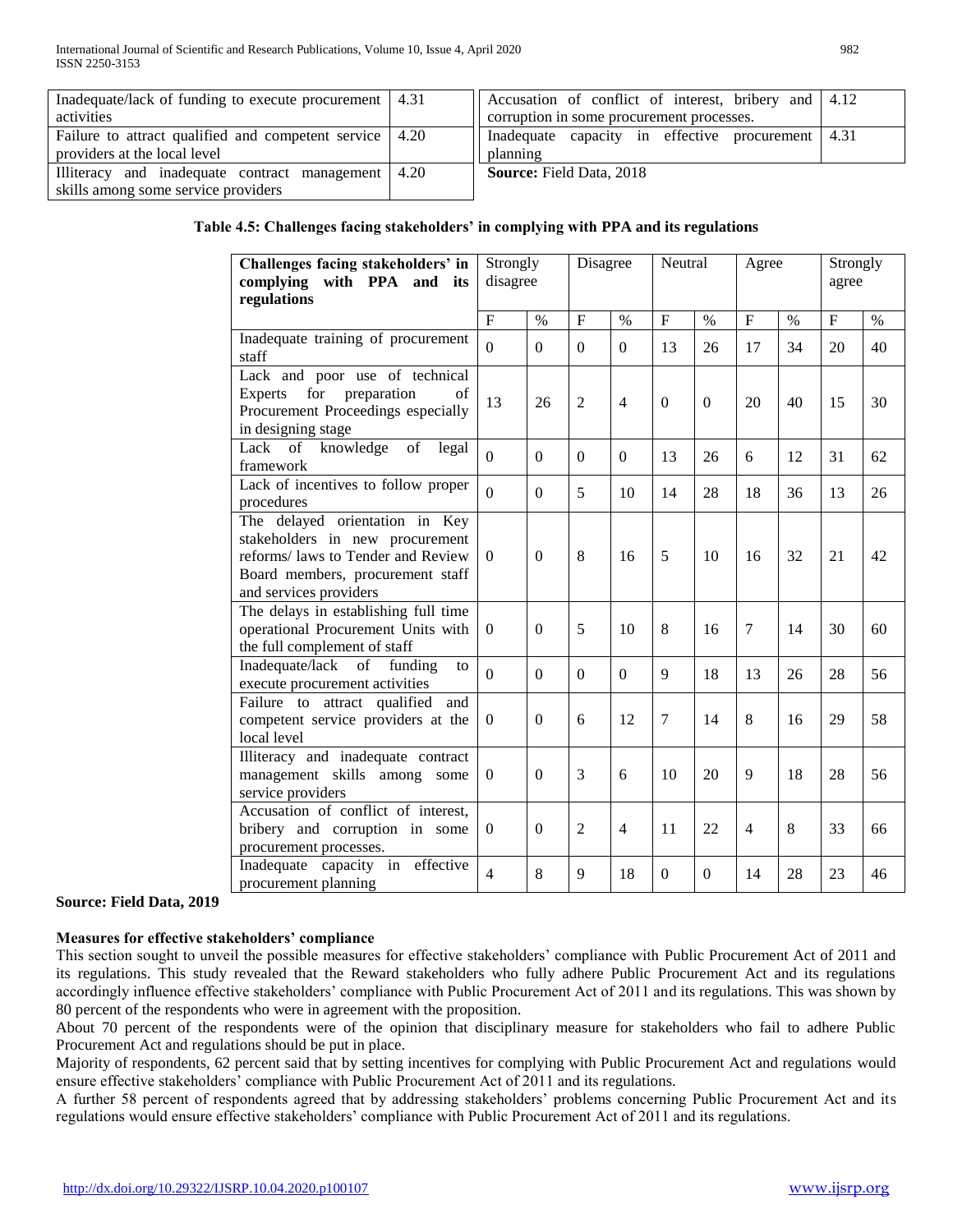| | |
|---|---|
| Inadequate/lack of funding to execute procurement activities | 4.31 |
| Failure to attract qualified and competent service providers at the local level | 4.20 |
| Illiteracy and inadequate contract management skills among some service providers | 4.20 |
| Accusation of conflict of interest, bribery and corruption in some procurement processes. | 4.12 |
| Inadequate capacity in effective procurement planning | 4.31 |

**Source:** Field Data, 2018

**Table 4.5: Challenges facing stakeholders' in complying with PPA and its regulations**

| Challenges facing stakeholders' in complying with PPA and its regulations | Strongly disagree | | Disagree | | Neutral | | Agree | | Strongly agree | |
|---|---|---|---|---|---|---|---|---|---|---|
| | F | % | F | % | F | % | F | % | F | % |
| Inadequate training of procurement staff | 0 | 0 | 0 | 0 | 13 | 26 | 17 | 34 | 20 | 40 |
| Lack and poor use of technical Experts for preparation of Procurement Proceedings especially in designing stage | 13 | 26 | 2 | 4 | 0 | 0 | 20 | 40 | 15 | 30 |
| Lack of knowledge of legal framework | 0 | 0 | 0 | 0 | 13 | 26 | 6 | 12 | 31 | 62 |
| Lack of incentives to follow proper procedures | 0 | 0 | 5 | 10 | 14 | 28 | 18 | 36 | 13 | 26 |
| The delayed orientation in Key stakeholders in new procurement reforms/ laws to Tender and Review Board members, procurement staff and services providers | 0 | 0 | 8 | 16 | 5 | 10 | 16 | 32 | 21 | 42 |
| The delays in establishing full time operational Procurement Units with the full complement of staff | 0 | 0 | 5 | 10 | 8 | 16 | 7 | 14 | 30 | 60 |
| Inadequate/lack of funding to execute procurement activities | 0 | 0 | 0 | 0 | 9 | 18 | 13 | 26 | 28 | 56 |
| Failure to attract qualified and competent service providers at the local level | 0 | 0 | 6 | 12 | 7 | 14 | 8 | 16 | 29 | 58 |
| Illiteracy and inadequate contract management skills among some service providers | 0 | 0 | 3 | 6 | 10 | 20 | 9 | 18 | 28 | 56 |
| Accusation of conflict of interest, bribery and corruption in some procurement processes. | 0 | 0 | 2 | 4 | 11 | 22 | 4 | 8 | 33 | 66 |
| Inadequate capacity in effective procurement planning | 4 | 8 | 9 | 18 | 0 | 0 | 14 | 28 | 23 | 46 |

**Source: Field Data, 2019**

**Measures for effective stakeholders' compliance**

This section sought to unveil the possible measures for effective stakeholders' compliance with Public Procurement Act of 2011 and its regulations. This study revealed that the Reward stakeholders who fully adhere Public Procurement Act and its regulations accordingly influence effective stakeholders' compliance with Public Procurement Act of 2011 and its regulations. This was shown by 80 percent of the respondents who were in agreement with the proposition.

About 70 percent of the respondents were of the opinion that disciplinary measure for stakeholders who fail to adhere Public Procurement Act and regulations should be put in place.

Majority of respondents, 62 percent said that by setting incentives for complying with Public Procurement Act and regulations would ensure effective stakeholders' compliance with Public Procurement Act of 2011 and its regulations.

A further 58 percent of respondents agreed that by addressing stakeholders' problems concerning Public Procurement Act and its regulations would ensure effective stakeholders' compliance with Public Procurement Act of 2011 and its regulations.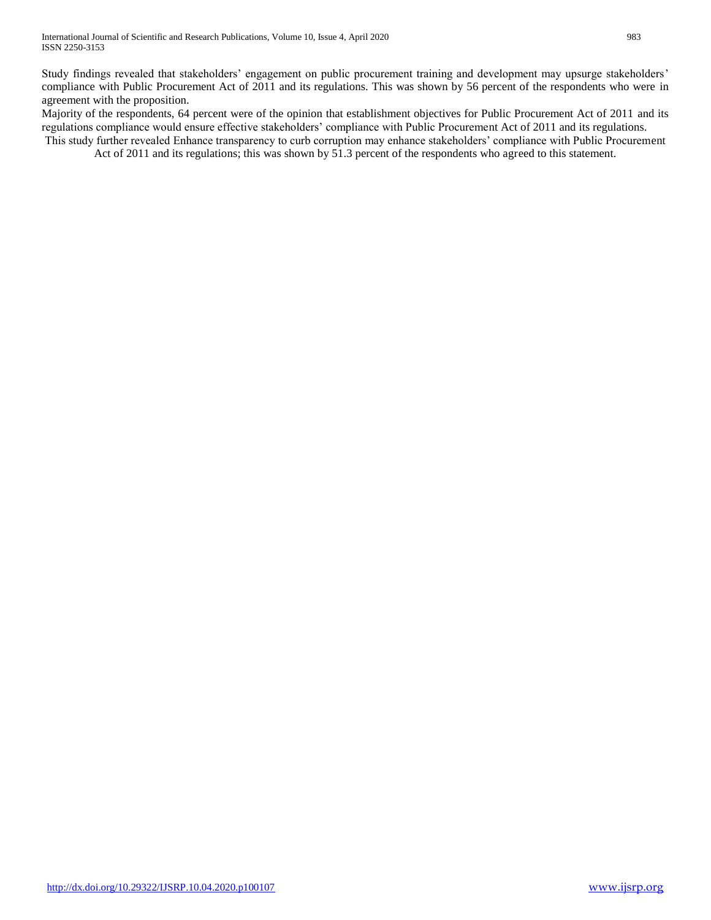Study findings revealed that stakeholders' engagement on public procurement training and development may upsurge stakeholders' compliance with Public Procurement Act of 2011 and its regulations. This was shown by 56 percent of the respondents who were in agreement with the proposition.

Majority of the respondents, 64 percent were of the opinion that establishment objectives for Public Procurement Act of 2011 and its regulations compliance would ensure effective stakeholders' compliance with Public Procurement Act of 2011 and its regulations.

This study further revealed Enhance transparency to curb corruption may enhance stakeholders' compliance with Public Procurement Act of 2011 and its regulations; this was shown by 51.3 percent of the respondents who agreed to this statement.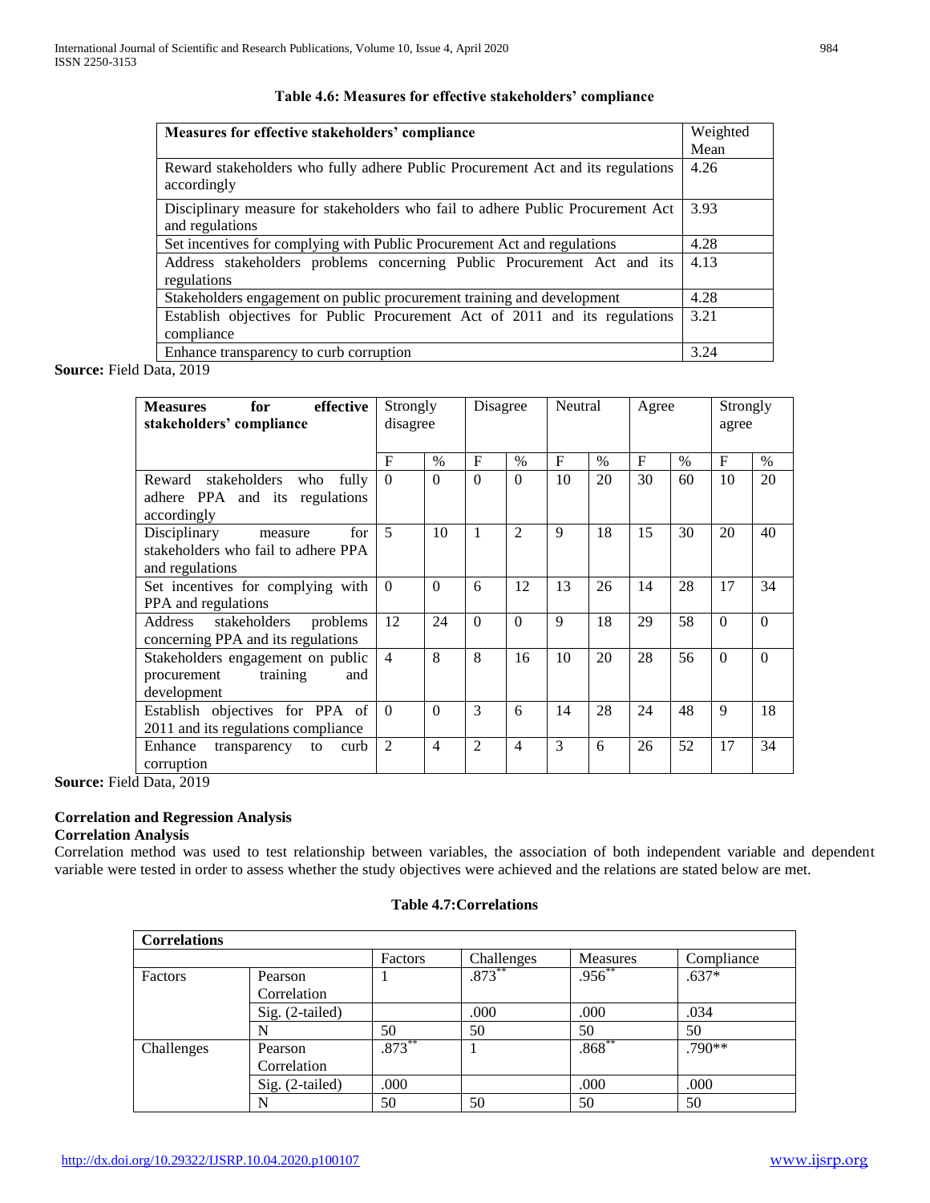**Table 4.6: Measures for effective stakeholders' compliance**

| Measures for effective stakeholders' compliance | Weighted Mean |
|---|---|
| Reward stakeholders who fully adhere Public Procurement Act and its regulations accordingly | 4.26 |
| Disciplinary measure for stakeholders who fail to adhere Public Procurement Act and regulations | 3.93 |
| Set incentives for complying with Public Procurement Act and regulations | 4.28 |
| Address stakeholders problems concerning Public Procurement Act and its regulations | 4.13 |
| Stakeholders engagement on public procurement training and development | 4.28 |
| Establish objectives for Public Procurement Act of 2011 and its regulations compliance | 3.21 |
| Enhance transparency to curb corruption | 3.24 |

**Source:** Field Data, 2019

| Measures for effective stakeholders' compliance | Strongly disagree | | Disagree | | Neutral | | Agree | | Strongly agree | |
|---|---|---|---|---|---|---|---|---|---|---|
| | F | % | F | % | F | % | F | % | F | % |
| Reward stakeholders who fully adhere PPA and its regulations accordingly | 0 | 0 | 0 | 0 | 10 | 20 | 30 | 60 | 10 | 20 |
| Disciplinary measure for stakeholders who fail to adhere PPA and regulations | 5 | 10 | 1 | 2 | 9 | 18 | 15 | 30 | 20 | 40 |
| Set incentives for complying with PPA and regulations | 0 | 0 | 6 | 12 | 13 | 26 | 14 | 28 | 17 | 34 |
| Address stakeholders problems concerning PPA and its regulations | 12 | 24 | 0 | 0 | 9 | 18 | 29 | 58 | 0 | 0 |
| Stakeholders engagement on public procurement training and development | 4 | 8 | 8 | 16 | 10 | 20 | 28 | 56 | 0 | 0 |
| Establish objectives for PPA of 2011 and its regulations compliance | 0 | 0 | 3 | 6 | 14 | 28 | 24 | 48 | 9 | 18 |
| Enhance transparency to curb corruption | 2 | 4 | 2 | 4 | 3 | 6 | 26 | 52 | 17 | 34 |

**Source:** Field Data, 2019

**Correlation and Regression Analysis**

**Correlation Analysis**

Correlation method was used to test relationship between variables, the association of both independent variable and dependent variable were tested in order to assess whether the study objectives were achieved and the relations are stated below are met.

**Table 4.7:Correlations**

| Correlations | | | | | |
|---|---|---|---|---|---|
| | | Factors | Challenges | Measures | Compliance |
| Factors | Pearson Correlation | 1 | .873** | .956** | .637* |
| | Sig. (2-tailed) | | .000 | .000 | .034 |
| | N | 50 | 50 | 50 | 50 |
| Challenges | Pearson Correlation | .873** | 1 | .868** | .790** |
| | Sig. (2-tailed) | .000 | | .000 | .000 |
| | N | 50 | 50 | 50 | 50 |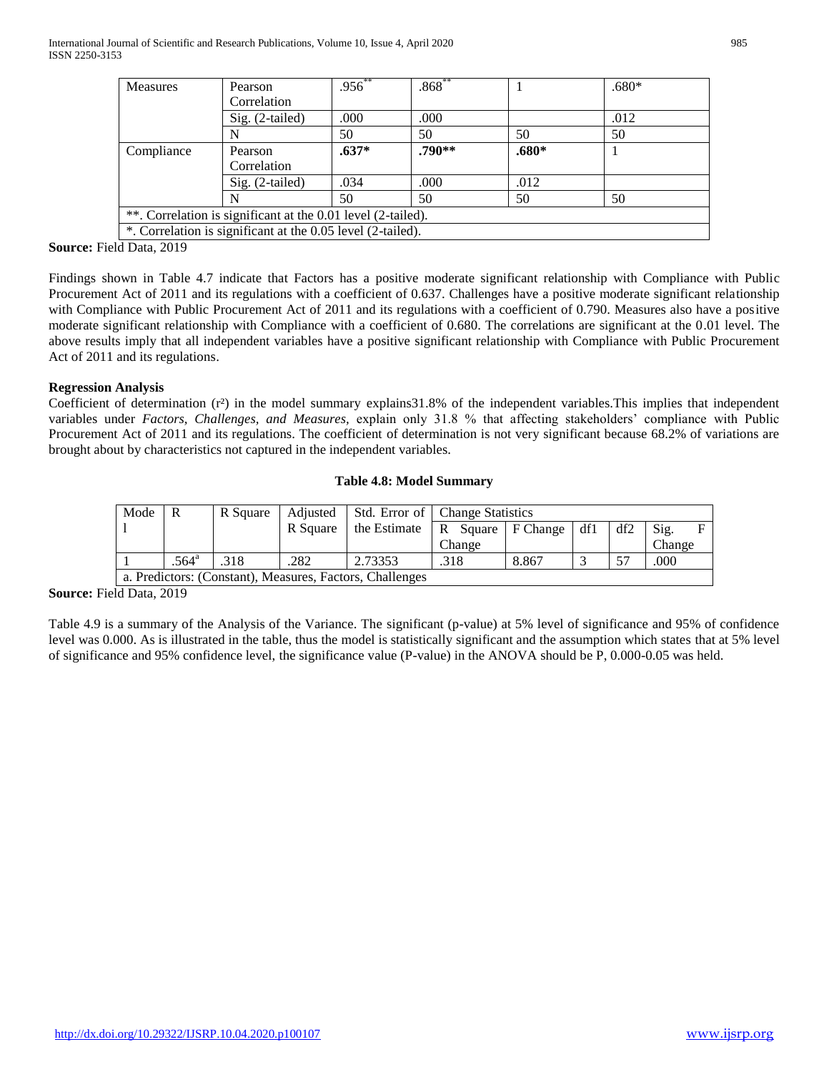| Measures | Pearson Correlation | .956** | .868** | 1 | .680* |
|---|---|---|---|---|---|
| | Sig. (2-tailed) | .000 | .000 | | .012 |
| | N | 50 | 50 | 50 | 50 |
| Compliance | Pearson Correlation | **.637*** | **.790**** | **.680*** | 1 |
| | Sig. (2-tailed) | .034 | .000 | .012 | |
| | N | 50 | 50 | 50 | 50 |
| **. Correlation is significant at the 0.01 level (2-tailed). | | | | | |
| *. Correlation is significant at the 0.05 level (2-tailed). | | | | | |

**Source:** Field Data, 2019

Findings shown in Table 4.7 indicate that Factors has a positive moderate significant relationship with Compliance with Public Procurement Act of 2011 and its regulations with a coefficient of 0.637. Challenges have a positive moderate significant relationship with Compliance with Public Procurement Act of 2011 and its regulations with a coefficient of 0.790. Measures also have a positive moderate significant relationship with Compliance with a coefficient of 0.680. The correlations are significant at the 0.01 level. The above results imply that all independent variables have a positive significant relationship with Compliance with Public Procurement Act of 2011 and its regulations.

**Regression Analysis**

Coefficient of determination ($r^2$) in the model summary explains31.8% of the independent variables.This implies that independent variables under *Factors, Challenges, and Measures,* explain only 31.8 % that affecting stakeholders' compliance with Public Procurement Act of 2011 and its regulations. The coefficient of determination is not very significant because 68.2% of variations are brought about by characteristics not captured in the independent variables.

**Table 4.8: Model Summary**

| Model | R | R Square | Adjusted R Square | Std. Error of the Estimate | Change Statistics | | | | |
|---|---|---|---|---|---|---|---|---|---|
| | | | | | R Square Change | F Change | df1 | df2 | Sig. F Change |
| 1 | .564[a] | .318 | .282 | 2.73353 | .318 | 8.867 | 3 | 57 | .000 |
| a. Predictors: (Constant), Measures, Factors, Challenges | | | | | | | | | |

**Source:** Field Data, 2019

Table 4.9 is a summary of the Analysis of the Variance. The significant (p-value) at 5% level of significance and 95% of confidence level was 0.000. As is illustrated in the table, thus the model is statistically significant and the assumption which states that at 5% level of significance and 95% confidence level, the significance value (P-value) in the ANOVA should be P, 0.000-0.05 was held.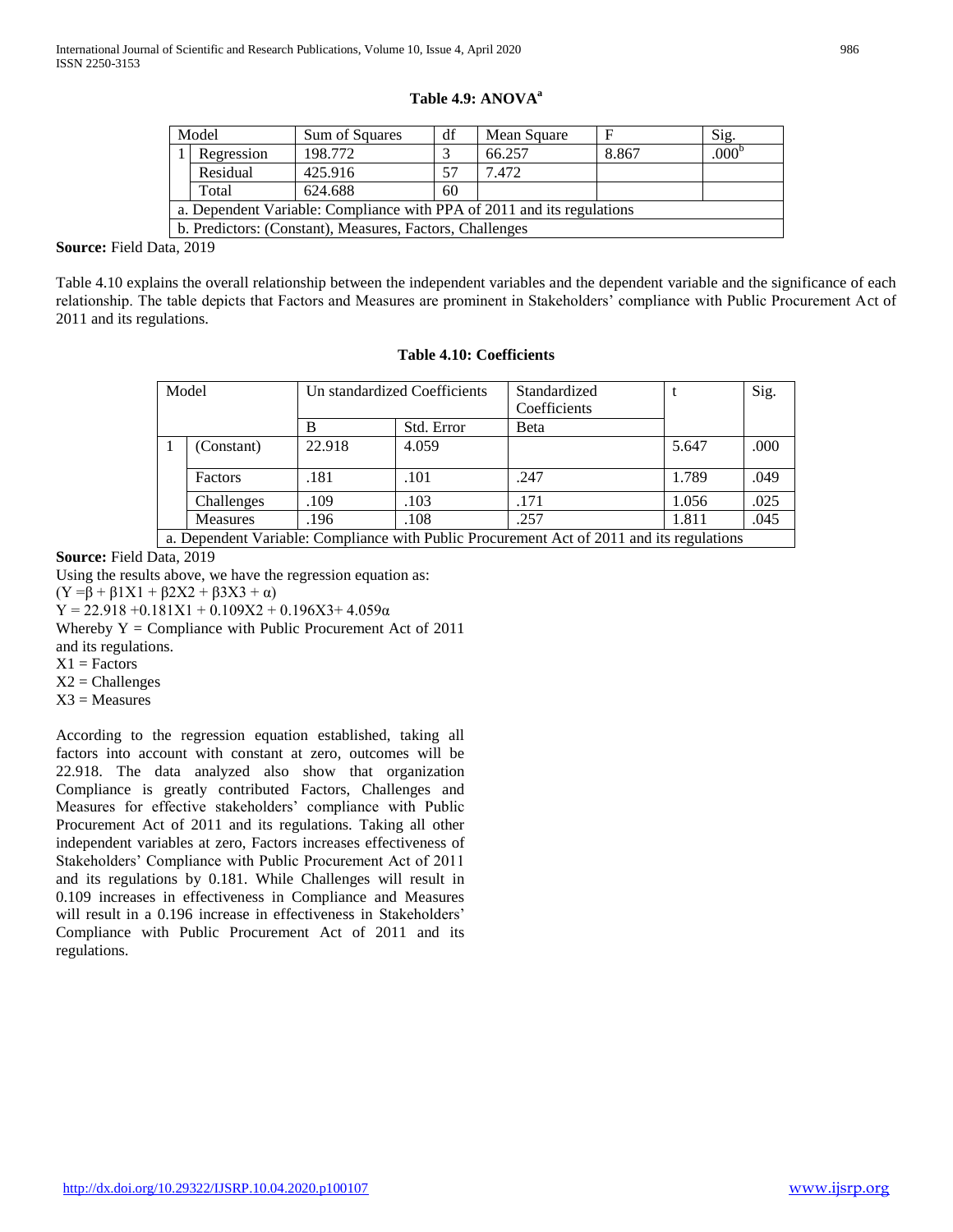**Table 4.9: ANOVA[a]**

| Model | | Sum of Squares | df | Mean Square | F | Sig. |
|---|---|---|---|---|---|---|
| 1 | Regression | 198.772 | 3 | 66.257 | 8.867 | .000[b] |
| | Residual | 425.916 | 57 | 7.472 | | |
| | Total | 624.688 | 60 | | | |
| a. Dependent Variable: Compliance with PPA of 2011 and its regulations | | | | | | |
| b. Predictors: (Constant), Measures, Factors, Challenges | | | | | | |

**Source:** Field Data, 2019

Table 4.10 explains the overall relationship between the independent variables and the dependent variable and the significance of each relationship. The table depicts that Factors and Measures are prominent in Stakeholders' compliance with Public Procurement Act of 2011 and its regulations.

**Table 4.10: Coefficients**

| Model | | Un standardized Coefficients | | Standardized Coefficients | t | Sig. |
|---|---|---|---|---|---|---|
| | | B | Std. Error | Beta | | |
| 1 | (Constant) | 22.918 | 4.059 | | 5.647 | .000 |
| | Factors | .181 | .101 | .247 | 1.789 | .049 |
| | Challenges | .109 | .103 | .171 | 1.056 | .025 |
| | Measures | .196 | .108 | .257 | 1.811 | .045 |
| a. Dependent Variable: Compliance with Public Procurement Act of 2011 and its regulations | | | | | | |

**Source:** Field Data, 2019

Using the results above, we have the regression equation as:

$(Y = \beta + \beta 1X1 + \beta 2X2 + \beta 3X3 + \alpha)$

$Y = 22.918 + 0.181X1 + 0.109X2 + 0.196X3 + 4.059\alpha$

Whereby Y = Compliance with Public Procurement Act of 2011 and its regulations.

X1 = Factors

X2 = Challenges

X3 = Measures

According to the regression equation established, taking all factors into account with constant at zero, outcomes will be 22.918. The data analyzed also show that organization Compliance is greatly contributed Factors, Challenges and Measures for effective stakeholders' compliance with Public Procurement Act of 2011 and its regulations. Taking all other independent variables at zero, Factors increases effectiveness of Stakeholders' Compliance with Public Procurement Act of 2011 and its regulations by 0.181. While Challenges will result in 0.109 increases in effectiveness in Compliance and Measures will result in a 0.196 increase in effectiveness in Stakeholders' Compliance with Public Procurement Act of 2011 and its regulations.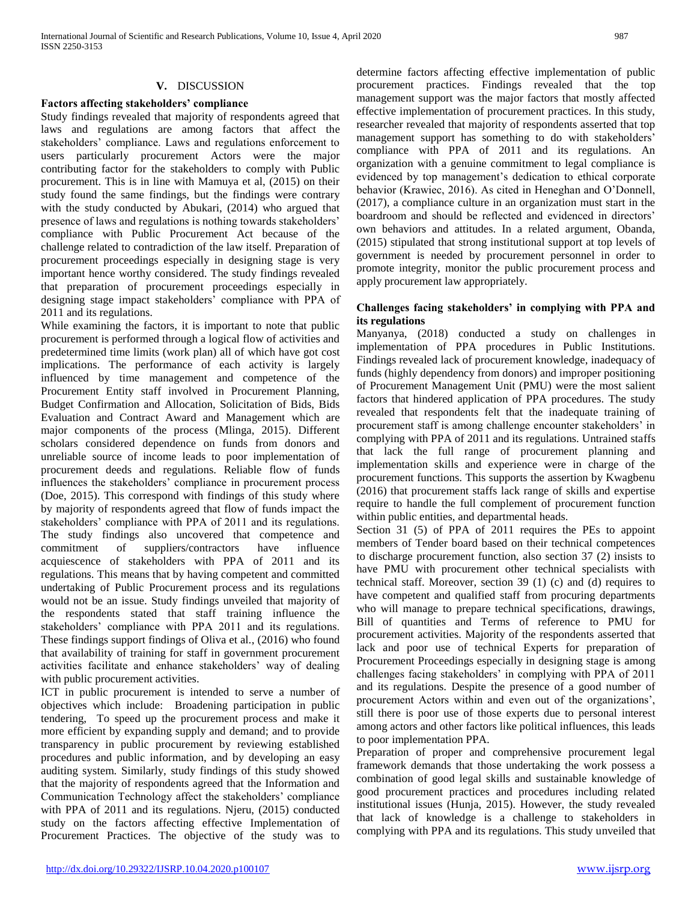## V. DISCUSSION

**Factors affecting stakeholders' compliance**

Study findings revealed that majority of respondents agreed that laws and regulations are among factors that affect the stakeholders' compliance. Laws and regulations enforcement to users particularly procurement Actors were the major contributing factor for the stakeholders to comply with Public procurement. This is in line with Mamuya et al, (2015) on their study found the same findings, but the findings were contrary with the study conducted by Abukari, (2014) who argued that presence of laws and regulations is nothing towards stakeholders' compliance with Public Procurement Act because of the challenge related to contradiction of the law itself. Preparation of procurement proceedings especially in designing stage is very important hence worthy considered. The study findings revealed that preparation of procurement proceedings especially in designing stage impact stakeholders' compliance with PPA of 2011 and its regulations.

While examining the factors, it is important to note that public procurement is performed through a logical flow of activities and predetermined time limits (work plan) all of which have got cost implications. The performance of each activity is largely influenced by time management and competence of the Procurement Entity staff involved in Procurement Planning, Budget Confirmation and Allocation, Solicitation of Bids, Bids Evaluation and Contract Award and Management which are major components of the process (Mlinga, 2015). Different scholars considered dependence on funds from donors and unreliable source of income leads to poor implementation of procurement deeds and regulations. Reliable flow of funds influences the stakeholders' compliance in procurement process (Doe, 2015). This correspond with findings of this study where by majority of respondents agreed that flow of funds impact the stakeholders' compliance with PPA of 2011 and its regulations. The study findings also uncovered that competence and commitment of suppliers/contractors have influence acquiescence of stakeholders with PPA of 2011 and its regulations. This means that by having competent and committed undertaking of Public Procurement process and its regulations would not be an issue. Study findings unveiled that majority of the respondents stated that staff training influence the stakeholders' compliance with PPA 2011 and its regulations. These findings support findings of Oliva et al., (2016) who found that availability of training for staff in government procurement activities facilitate and enhance stakeholders' way of dealing with public procurement activities.

ICT in public procurement is intended to serve a number of objectives which include: Broadening participation in public tendering, To speed up the procurement process and make it more efficient by expanding supply and demand; and to provide transparency in public procurement by reviewing established procedures and public information, and by developing an easy auditing system. Similarly, study findings of this study showed that the majority of respondents agreed that the Information and Communication Technology affect the stakeholders' compliance with PPA of 2011 and its regulations. Njeru, (2015) conducted study on the factors affecting effective Implementation of Procurement Practices. The objective of the study was to determine factors affecting effective implementation of public procurement practices. Findings revealed that the top management support was the major factors that mostly affected effective implementation of procurement practices. In this study, researcher revealed that majority of respondents asserted that top management support has something to do with stakeholders' compliance with PPA of 2011 and its regulations. An organization with a genuine commitment to legal compliance is evidenced by top management's dedication to ethical corporate behavior (Krawiec, 2016). As cited in Heneghan and O'Donnell, (2017), a compliance culture in an organization must start in the boardroom and should be reflected and evidenced in directors' own behaviors and attitudes. In a related argument, Obanda, (2015) stipulated that strong institutional support at top levels of government is needed by procurement personnel in order to promote integrity, monitor the public procurement process and apply procurement law appropriately.

**Challenges facing stakeholders' in complying with PPA and its regulations**

Manyanya, (2018) conducted a study on challenges in implementation of PPA procedures in Public Institutions. Findings revealed lack of procurement knowledge, inadequacy of funds (highly dependency from donors) and improper positioning of Procurement Management Unit (PMU) were the most salient factors that hindered application of PPA procedures. The study revealed that respondents felt that the inadequate training of procurement staff is among challenge encounter stakeholders' in complying with PPA of 2011 and its regulations. Untrained staffs that lack the full range of procurement planning and implementation skills and experience were in charge of the procurement functions. This supports the assertion by Kwagbenu (2016) that procurement staffs lack range of skills and expertise require to handle the full complement of procurement function within public entities, and departmental heads.

Section 31 (5) of PPA of 2011 requires the PEs to appoint members of Tender board based on their technical competences to discharge procurement function, also section 37 (2) insists to have PMU with procurement other technical specialists with technical staff. Moreover, section 39 (1) (c) and (d) requires to have competent and qualified staff from procuring departments who will manage to prepare technical specifications, drawings, Bill of quantities and Terms of reference to PMU for procurement activities. Majority of the respondents asserted that lack and poor use of technical Experts for preparation of Procurement Proceedings especially in designing stage is among challenges facing stakeholders' in complying with PPA of 2011 and its regulations. Despite the presence of a good number of procurement Actors within and even out of the organizations', still there is poor use of those experts due to personal interest among actors and other factors like political influences, this leads to poor implementation PPA.

Preparation of proper and comprehensive procurement legal framework demands that those undertaking the work possess a combination of good legal skills and sustainable knowledge of good procurement practices and procedures including related institutional issues (Hunja, 2015). However, the study revealed that lack of knowledge is a challenge to stakeholders in complying with PPA and its regulations. This study unveiled that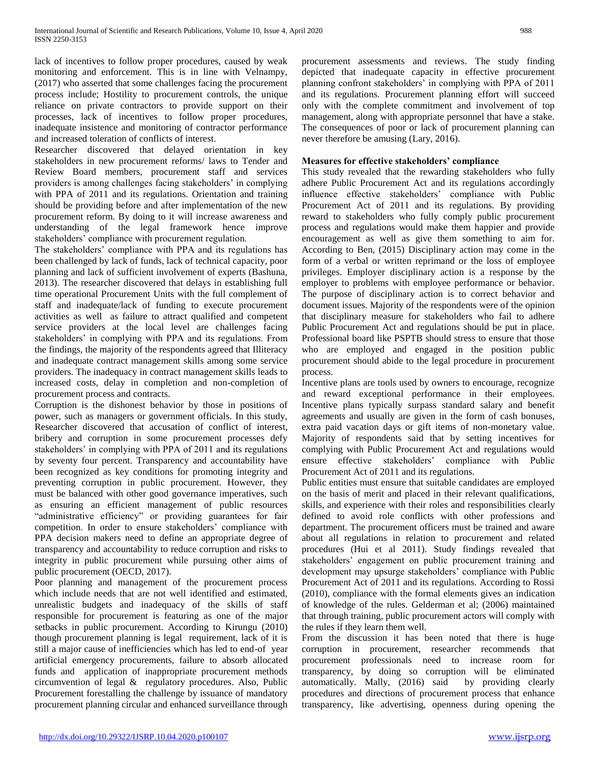lack of incentives to follow proper procedures, caused by weak monitoring and enforcement. This is in line with Velnampy, (2017) who asserted that some challenges facing the procurement process include; Hostility to procurement controls, the unique reliance on private contractors to provide support on their processes, lack of incentives to follow proper procedures, inadequate insistence and monitoring of contractor performance and increased toleration of conflicts of interest.

Researcher discovered that delayed orientation in key stakeholders in new procurement reforms/ laws to Tender and Review Board members, procurement staff and services providers is among challenges facing stakeholders' in complying with PPA of 2011 and its regulations. Orientation and training should be providing before and after implementation of the new procurement reform. By doing to it will increase awareness and understanding of the legal framework hence improve stakeholders' compliance with procurement regulation.

The stakeholders' compliance with PPA and its regulations has been challenged by lack of funds, lack of technical capacity, poor planning and lack of sufficient involvement of experts (Bashuna, 2013). The researcher discovered that delays in establishing full time operational Procurement Units with the full complement of staff and inadequate/lack of funding to execute procurement activities as well as failure to attract qualified and competent service providers at the local level are challenges facing stakeholders' in complying with PPA and its regulations. From the findings, the majority of the respondents agreed that Illiteracy and inadequate contract management skills among some service providers. The inadequacy in contract management skills leads to increased costs, delay in completion and non-completion of procurement process and contracts.

Corruption is the dishonest behavior by those in positions of power, such as managers or government officials. In this study, Researcher discovered that accusation of conflict of interest, bribery and corruption in some procurement processes defy stakeholders' in complying with PPA of 2011 and its regulations by seventy four percent. Transparency and accountability have been recognized as key conditions for promoting integrity and preventing corruption in public procurement. However, they must be balanced with other good governance imperatives, such as ensuring an efficient management of public resources "administrative efficiency" or providing guarantees for fair competition. In order to ensure stakeholders' compliance with PPA decision makers need to define an appropriate degree of transparency and accountability to reduce corruption and risks to integrity in public procurement while pursuing other aims of public procurement (OECD, 2017).

Poor planning and management of the procurement process which include needs that are not well identified and estimated, unrealistic budgets and inadequacy of the skills of staff responsible for procurement is featuring as one of the major setbacks in public procurement. According to Kirungu (2010) though procurement planning is legal requirement, lack of it is still a major cause of inefficiencies which has led to end-of year artificial emergency procurements, failure to absorb allocated funds and application of inappropriate procurement methods circumvention of legal & regulatory procedures. Also, Public Procurement forestalling the challenge by issuance of mandatory procurement planning circular and enhanced surveillance through procurement assessments and reviews. The study finding depicted that inadequate capacity in effective procurement planning confront stakeholders' in complying with PPA of 2011 and its regulations. Procurement planning effort will succeed only with the complete commitment and involvement of top management, along with appropriate personnel that have a stake. The consequences of poor or lack of procurement planning can never therefore be amusing (Lary, 2016).

**Measures for effective stakeholders' compliance**

This study revealed that the rewarding stakeholders who fully adhere Public Procurement Act and its regulations accordingly influence effective stakeholders' compliance with Public Procurement Act of 2011 and its regulations. By providing reward to stakeholders who fully comply public procurement process and regulations would make them happier and provide encouragement as well as give them something to aim for. According to Ben, (2015) Disciplinary action may come in the form of a verbal or written reprimand or the loss of employee privileges. Employer disciplinary action is a response by the employer to problems with employee performance or behavior. The purpose of disciplinary action is to correct behavior and document issues. Majority of the respondents were of the opinion that disciplinary measure for stakeholders who fail to adhere Public Procurement Act and regulations should be put in place. Professional board like PSPTB should stress to ensure that those who are employed and engaged in the position public procurement should abide to the legal procedure in procurement process.

Incentive plans are tools used by owners to encourage, recognize and reward exceptional performance in their employees. Incentive plans typically surpass standard salary and benefit agreements and usually are given in the form of cash bonuses, extra paid vacation days or gift items of non-monetary value. Majority of respondents said that by setting incentives for complying with Public Procurement Act and regulations would ensure effective stakeholders' compliance with Public Procurement Act of 2011 and its regulations.

Public entities must ensure that suitable candidates are employed on the basis of merit and placed in their relevant qualifications, skills, and experience with their roles and responsibilities clearly defined to avoid role conflicts with other professions and department. The procurement officers must be trained and aware about all regulations in relation to procurement and related procedures (Hui et al 2011). Study findings revealed that stakeholders' engagement on public procurement training and development may upsurge stakeholders' compliance with Public Procurement Act of 2011 and its regulations. According to Rossi (2010), compliance with the formal elements gives an indication of knowledge of the rules. Gelderman et al; (2006) maintained that through training, public procurement actors will comply with the rules if they learn them well.

From the discussion it has been noted that there is huge corruption in procurement, researcher recommends that procurement professionals need to increase room for transparency, by doing so corruption will be eliminated automatically. Mally, (2016) said by providing clearly procedures and directions of procurement process that enhance transparency, like advertising, openness during opening the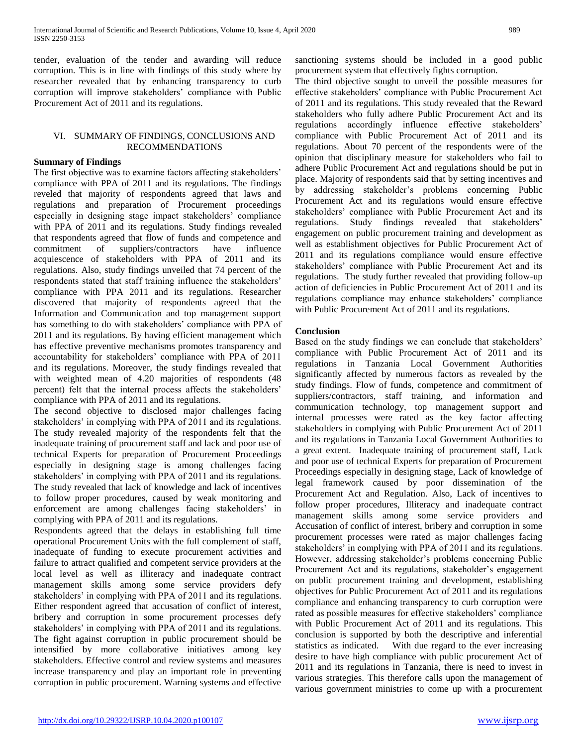tender, evaluation of the tender and awarding will reduce corruption. This is in line with findings of this study where by researcher revealed that by enhancing transparency to curb corruption will improve stakeholders' compliance with Public Procurement Act of 2011 and its regulations.

## VI. SUMMARY OF FINDINGS, CONCLUSIONS AND RECOMMENDATIONS

### Summary of Findings

The first objective was to examine factors affecting stakeholders' compliance with PPA of 2011 and its regulations. The findings reveled that majority of respondents agreed that laws and regulations and preparation of Procurement proceedings especially in designing stage impact stakeholders' compliance with PPA of 2011 and its regulations. Study findings revealed that respondents agreed that flow of funds and competence and commitment of suppliers/contractors have influence acquiescence of stakeholders with PPA of 2011 and its regulations. Also, study findings unveiled that 74 percent of the respondents stated that staff training influence the stakeholders' compliance with PPA 2011 and its regulations. Researcher discovered that majority of respondents agreed that the Information and Communication and top management support has something to do with stakeholders' compliance with PPA of 2011 and its regulations. By having efficient management which has effective preventive mechanisms promotes transparency and accountability for stakeholders' compliance with PPA of 2011 and its regulations. Moreover, the study findings revealed that with weighted mean of 4.20 majorities of respondents (48 percent) felt that the internal process affects the stakeholders' compliance with PPA of 2011 and its regulations.

The second objective to disclosed major challenges facing stakeholders' in complying with PPA of 2011 and its regulations. The study revealed majority of the respondents felt that the inadequate training of procurement staff and lack and poor use of technical Experts for preparation of Procurement Proceedings especially in designing stage is among challenges facing stakeholders' in complying with PPA of 2011 and its regulations. The study revealed that lack of knowledge and lack of incentives to follow proper procedures, caused by weak monitoring and enforcement are among challenges facing stakeholders' in complying with PPA of 2011 and its regulations.

Respondents agreed that the delays in establishing full time operational Procurement Units with the full complement of staff, inadequate of funding to execute procurement activities and failure to attract qualified and competent service providers at the local level as well as illiteracy and inadequate contract management skills among some service providers defy stakeholders' in complying with PPA of 2011 and its regulations. Either respondent agreed that accusation of conflict of interest, bribery and corruption in some procurement processes defy stakeholders' in complying with PPA of 2011 and its regulations. The fight against corruption in public procurement should be intensified by more collaborative initiatives among key stakeholders. Effective control and review systems and measures increase transparency and play an important role in preventing corruption in public procurement. Warning systems and effective sanctioning systems should be included in a good public procurement system that effectively fights corruption.

The third objective sought to unveil the possible measures for effective stakeholders' compliance with Public Procurement Act of 2011 and its regulations. This study revealed that the Reward stakeholders who fully adhere Public Procurement Act and its regulations accordingly influence effective stakeholders' compliance with Public Procurement Act of 2011 and its regulations. About 70 percent of the respondents were of the opinion that disciplinary measure for stakeholders who fail to adhere Public Procurement Act and regulations should be put in place. Majority of respondents said that by setting incentives and by addressing stakeholder's problems concerning Public Procurement Act and its regulations would ensure effective stakeholders' compliance with Public Procurement Act and its regulations. Study findings revealed that stakeholders' engagement on public procurement training and development as well as establishment objectives for Public Procurement Act of 2011 and its regulations compliance would ensure effective stakeholders' compliance with Public Procurement Act and its regulations. The study further revealed that providing follow-up action of deficiencies in Public Procurement Act of 2011 and its regulations compliance may enhance stakeholders' compliance with Public Procurement Act of 2011 and its regulations.

### Conclusion

Based on the study findings we can conclude that stakeholders' compliance with Public Procurement Act of 2011 and its regulations in Tanzania Local Government Authorities significantly affected by numerous factors as revealed by the study findings. Flow of funds, competence and commitment of suppliers/contractors, staff training, and information and communication technology, top management support and internal processes were rated as the key factor affecting stakeholders in complying with Public Procurement Act of 2011 and its regulations in Tanzania Local Government Authorities to a great extent. Inadequate training of procurement staff, Lack and poor use of technical Experts for preparation of Procurement Proceedings especially in designing stage, Lack of knowledge of legal framework caused by poor dissemination of the Procurement Act and Regulation. Also, Lack of incentives to follow proper procedures, Illiteracy and inadequate contract management skills among some service providers and Accusation of conflict of interest, bribery and corruption in some procurement processes were rated as major challenges facing stakeholders' in complying with PPA of 2011 and its regulations. However, addressing stakeholder's problems concerning Public Procurement Act and its regulations, stakeholder's engagement on public procurement training and development, establishing objectives for Public Procurement Act of 2011 and its regulations compliance and enhancing transparency to curb corruption were rated as possible measures for effective stakeholders' compliance with Public Procurement Act of 2011 and its regulations. This conclusion is supported by both the descriptive and inferential statistics as indicated. With due regard to the ever increasing desire to have high compliance with public procurement Act of 2011 and its regulations in Tanzania, there is need to invest in various strategies. This therefore calls upon the management of various government ministries to come up with a procurement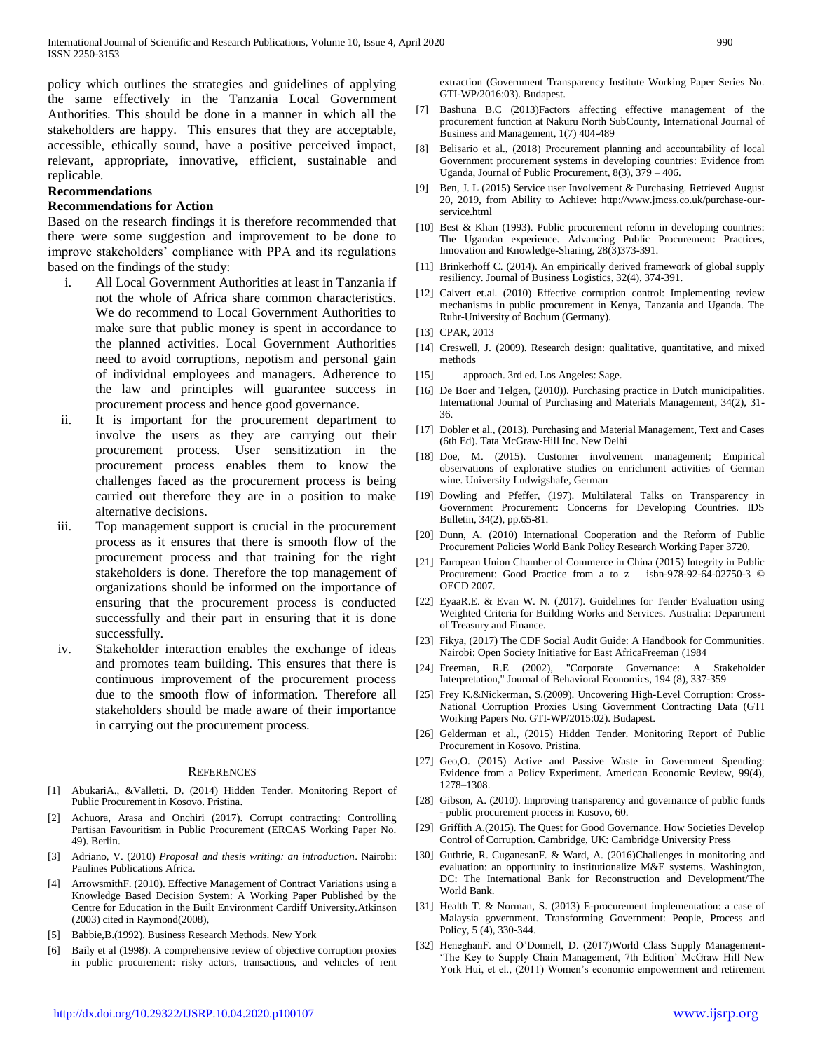policy which outlines the strategies and guidelines of applying the same effectively in the Tanzania Local Government Authorities. This should be done in a manner in which all the stakeholders are happy. This ensures that they are acceptable, accessible, ethically sound, have a positive perceived impact, relevant, appropriate, innovative, efficient, sustainable and replicable.

## Recommendations

### Recommendations for Action

Based on the research findings it is therefore recommended that there were some suggestion and improvement to be done to improve stakeholders' compliance with PPA and its regulations based on the findings of the study:

i. All Local Government Authorities at least in Tanzania if not the whole of Africa share common characteristics. We do recommend to Local Government Authorities to make sure that public money is spent in accordance to the planned activities. Local Government Authorities need to avoid corruptions, nepotism and personal gain of individual employees and managers. Adherence to the law and principles will guarantee success in procurement process and hence good governance.

ii. It is important for the procurement department to involve the users as they are carrying out their procurement process. User sensitization in the procurement process enables them to know the challenges faced as the procurement process is being carried out therefore they are in a position to make alternative decisions.

iii. Top management support is crucial in the procurement process as it ensures that there is smooth flow of the procurement process and that training for the right stakeholders is done. Therefore the top management of organizations should be informed on the importance of ensuring that the procurement process is conducted successfully and their part in ensuring that it is done successfully.

iv. Stakeholder interaction enables the exchange of ideas and promotes team building. This ensures that there is continuous improvement of the procurement process due to the smooth flow of information. Therefore all stakeholders should be made aware of their importance in carrying out the procurement process.

## References

[1] AbukariA., &Valletti. D. (2014) Hidden Tender. Monitoring Report of Public Procurement in Kosovo. Pristina.

[2] Achuora, Arasa and Onchiri (2017). Corrupt contracting: Controlling Partisan Favouritism in Public Procurement (ERCAS Working Paper No. 49). Berlin.

[3] Adriano, V. (2010) *Proposal and thesis writing: an introduction*. Nairobi: Paulines Publications Africa.

[4] ArrowsmithF. (2010). Effective Management of Contract Variations using a Knowledge Based Decision System: A Working Paper Published by the Centre for Education in the Built Environment Cardiff University.Atkinson (2003) cited in Raymond(2008),

[5] Babbie,B.(1992). Business Research Methods. New York

[6] Baily et al (1998). A comprehensive review of objective corruption proxies in public procurement: risky actors, transactions, and vehicles of rent extraction (Government Transparency Institute Working Paper Series No. GTI-WP/2016:03). Budapest.

[7] Bashuna B.C (2013)Factors affecting effective management of the procurement function at Nakuru North SubCounty, International Journal of Business and Management, 1(7) 404-489

[8] Belisario et al., (2018) Procurement planning and accountability of local Government procurement systems in developing countries: Evidence from Uganda, Journal of Public Procurement, 8(3), 379 – 406.

[9] Ben, J. L (2015) Service user Involvement & Purchasing. Retrieved August 20, 2019, from Ability to Achieve: http://www.jmcss.co.uk/purchase-our-service.html

[10] Best & Khan (1993). Public procurement reform in developing countries: The Ugandan experience. Advancing Public Procurement: Practices, Innovation and Knowledge-Sharing, 28(3)373-391.

[11] Brinkerhoff C. (2014). An empirically derived framework of global supply resiliency. Journal of Business Logistics, 32(4), 374-391.

[12] Calvert et.al. (2010) Effective corruption control: Implementing review mechanisms in public procurement in Kenya, Tanzania and Uganda. The Ruhr-University of Bochum (Germany).

[13] CPAR, 2013

[14] Creswell, J. (2009). Research design: qualitative, quantitative, and mixed methods

[15] approach. 3rd ed. Los Angeles: Sage.

[16] De Boer and Telgen, (2010)). Purchasing practice in Dutch municipalities. International Journal of Purchasing and Materials Management, 34(2), 31-36.

[17] Dobler et al., (2013). Purchasing and Material Management, Text and Cases (6th Ed). Tata McGraw-Hill Inc. New Delhi

[18] Doe, M. (2015). Customer involvement management; Empirical observations of explorative studies on enrichment activities of German wine. University Ludwigshafe, German

[19] Dowling and Pfeffer, (197). Multilateral Talks on Transparency in Government Procurement: Concerns for Developing Countries. IDS Bulletin, 34(2), pp.65-81.

[20] Dunn, A. (2010) International Cooperation and the Reform of Public Procurement Policies World Bank Policy Research Working Paper 3720,

[21] European Union Chamber of Commerce in China (2015) Integrity in Public Procurement: Good Practice from a to z – isbn-978-92-64-02750-3 © OECD 2007.

[22] EyaaR.E. & Evan W. N. (2017). Guidelines for Tender Evaluation using Weighted Criteria for Building Works and Services. Australia: Department of Treasury and Finance.

[23] Fikya, (2017) The CDF Social Audit Guide: A Handbook for Communities. Nairobi: Open Society Initiative for East AfricaFreeman (1984

[24] Freeman, R.E (2002), "Corporate Governance: A Stakeholder Interpretation," Journal of Behavioral Economics, 194 (8), 337-359

[25] Frey K.&Nickerman, S.(2009). Uncovering High-Level Corruption: Cross-National Corruption Proxies Using Government Contracting Data (GTI Working Papers No. GTI-WP/2015:02). Budapest.

[26] Gelderman et al., (2015) Hidden Tender. Monitoring Report of Public Procurement in Kosovo. Pristina.

[27] Geo,O. (2015) Active and Passive Waste in Government Spending: Evidence from a Policy Experiment. American Economic Review, 99(4), 1278–1308.

[28] Gibson, A. (2010). Improving transparency and governance of public funds - public procurement process in Kosovo, 60.

[29] Griffith A.(2015). The Quest for Good Governance. How Societies Develop Control of Corruption. Cambridge, UK: Cambridge University Press

[30] Guthrie, R. CuganesanF. & Ward, A. (2016)Challenges in monitoring and evaluation: an opportunity to institutionalize M&E systems. Washington, DC: The International Bank for Reconstruction and Development/The World Bank.

[31] Health T. & Norman, S. (2013) E-procurement implementation: a case of Malaysia government. Transforming Government: People, Process and Policy, 5 (4), 330-344.

[32] HeneghanF. and O'Donnell, D. (2017)World Class Supply Management-'The Key to Supply Chain Management, 7th Edition' McGraw Hill New York Hui, et el., (2011) Women's economic empowerment and retirement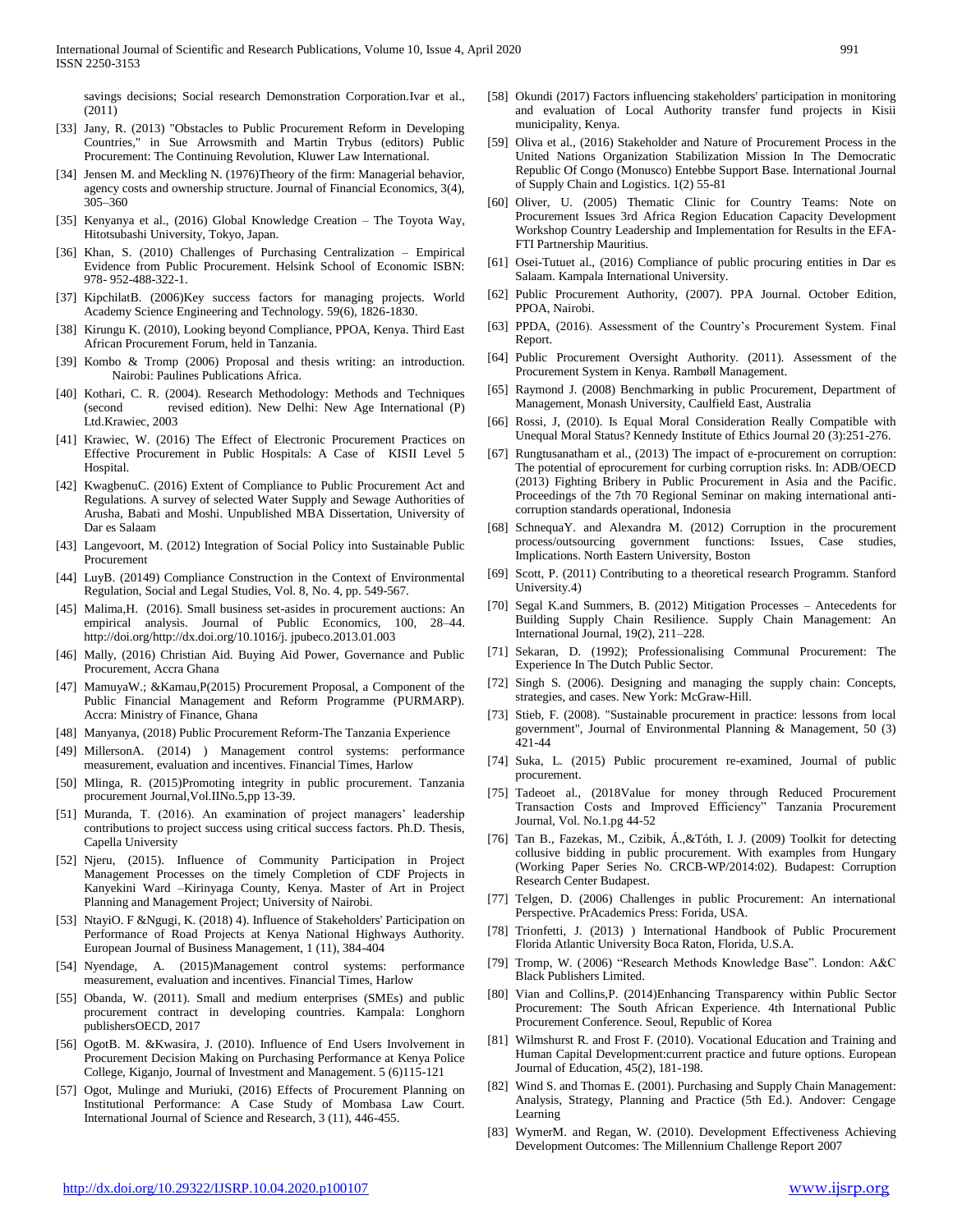savings decisions; Social research Demonstration Corporation.Ivar et al., (2011)

[33] Jany, R. (2013) "Obstacles to Public Procurement Reform in Developing Countries," in Sue Arrowsmith and Martin Trybus (editors) Public Procurement: The Continuing Revolution, Kluwer Law International.

[34] Jensen M. and Meckling N. (1976)Theory of the firm: Managerial behavior, agency costs and ownership structure. Journal of Financial Economics, 3(4), 305–360

[35] Kenyanya et al., (2016) Global Knowledge Creation – The Toyota Way, Hitotsubashi University, Tokyo, Japan.

[36] Khan, S. (2010) Challenges of Purchasing Centralization – Empirical Evidence from Public Procurement. Helsink School of Economic ISBN: 978- 952-488-322-1.

[37] KipchilatB. (2006)Key success factors for managing projects. World Academy Science Engineering and Technology. 59(6), 1826-1830.

[38] Kirungu K. (2010), Looking beyond Compliance, PPOA, Kenya. Third East African Procurement Forum, held in Tanzania.

[39] Kombo & Tromp (2006) Proposal and thesis writing: an introduction. Nairobi: Paulines Publications Africa.

[40] Kothari, C. R. (2004). Research Methodology: Methods and Techniques (second revised edition). New Delhi: New Age International (P) Ltd.Krawiec, 2003

[41] Krawiec, W. (2016) The Effect of Electronic Procurement Practices on Effective Procurement in Public Hospitals: A Case of KISII Level 5 Hospital.

[42] KwagbenuC. (2016) Extent of Compliance to Public Procurement Act and Regulations. A survey of selected Water Supply and Sewage Authorities of Arusha, Babati and Moshi. Unpublished MBA Dissertation, University of Dar es Salaam

[43] Langevoort, M. (2012) Integration of Social Policy into Sustainable Public Procurement

[44] LuyB. (20149) Compliance Construction in the Context of Environmental Regulation, Social and Legal Studies, Vol. 8, No. 4, pp. 549-567.

[45] Malima,H. (2016). Small business set-asides in procurement auctions: An empirical analysis. Journal of Public Economics, 100, 28–44. http://doi.org/http://dx.doi.org/10.1016/j. jpubeco.2013.01.003

[46] Mally, (2016) Christian Aid. Buying Aid Power, Governance and Public Procurement, Accra Ghana

[47] MamuyaW.; &Kamau,P(2015) Procurement Proposal, a Component of the Public Financial Management and Reform Programme (PURMARP). Accra: Ministry of Finance, Ghana

[48] Manyanya, (2018) Public Procurement Reform-The Tanzania Experience

[49] MillersonA. (2014) ) Management control systems: performance measurement, evaluation and incentives. Financial Times, Harlow

[50] Mlinga, R. (2015)Promoting integrity in public procurement. Tanzania procurement Journal,Vol.IINo.5,pp 13-39.

[51] Muranda, T. (2016). An examination of project managers' leadership contributions to project success using critical success factors. Ph.D. Thesis, Capella University

[52] Njeru, (2015). Influence of Community Participation in Project Management Processes on the timely Completion of CDF Projects in Kanyekini Ward –Kirinyaga County, Kenya. Master of Art in Project Planning and Management Project; University of Nairobi.

[53] NtayiO. F &Ngugi, K. (2018) 4). Influence of Stakeholders' Participation on Performance of Road Projects at Kenya National Highways Authority. European Journal of Business Management, 1 (11), 384-404

[54] Nyendage, A. (2015)Management control systems: performance measurement, evaluation and incentives. Financial Times, Harlow

[55] Obanda, W. (2011). Small and medium enterprises (SMEs) and public procurement contract in developing countries. Kampala: Longhorn publishersOECD, 2017

[56] OgotB. M. &Kwasira, J. (2010). Influence of End Users Involvement in Procurement Decision Making on Purchasing Performance at Kenya Police College, Kiganjo, Journal of Investment and Management. 5 (6)115-121

[57] Ogot, Mulinge and Muriuki, (2016) Effects of Procurement Planning on Institutional Performance: A Case Study of Mombasa Law Court. International Journal of Science and Research, 3 (11), 446-455.

[58] Okundi (2017) Factors influencing stakeholders' participation in monitoring and evaluation of Local Authority transfer fund projects in Kisii municipality, Kenya.

[59] Oliva et al., (2016) Stakeholder and Nature of Procurement Process in the United Nations Organization Stabilization Mission In The Democratic Republic Of Congo (Monusco) Entebbe Support Base. International Journal of Supply Chain and Logistics. 1(2) 55-81

[60] Oliver, U. (2005) Thematic Clinic for Country Teams: Note on Procurement Issues 3rd Africa Region Education Capacity Development Workshop Country Leadership and Implementation for Results in the EFA-FTI Partnership Mauritius.

[61] Osei-Tutuet al., (2016) Compliance of public procuring entities in Dar es Salaam. Kampala International University.

[62] Public Procurement Authority, (2007). PPA Journal. October Edition, PPOA, Nairobi.

[63] PPDA, (2016). Assessment of the Country's Procurement System. Final Report.

[64] Public Procurement Oversight Authority. (2011). Assessment of the Procurement System in Kenya. Rambøll Management.

[65] Raymond J. (2008) Benchmarking in public Procurement, Department of Management, Monash University, Caulfield East, Australia

[66] Rossi, J, (2010). Is Equal Moral Consideration Really Compatible with Unequal Moral Status? Kennedy Institute of Ethics Journal 20 (3):251-276.

[67] Rungtusanatham et al., (2013) The impact of e-procurement on corruption: The potential of eprocurement for curbing corruption risks. In: ADB/OECD (2013) Fighting Bribery in Public Procurement in Asia and the Pacific. Proceedings of the 7th 70 Regional Seminar on making international anti-corruption standards operational, Indonesia

[68] SchnequaY. and Alexandra M. (2012) Corruption in the procurement process/outsourcing government functions: Issues, Case studies, Implications. North Eastern University, Boston

[69] Scott, P. (2011) Contributing to a theoretical research Programm. Stanford University.4)

[70] Segal K.and Summers, B. (2012) Mitigation Processes – Antecedents for Building Supply Chain Resilience. Supply Chain Management: An International Journal, 19(2), 211–228.

[71] Sekaran, D. (1992); Professionalising Communal Procurement: The Experience In The Dutch Public Sector.

[72] Singh S. (2006). Designing and managing the supply chain: Concepts, strategies, and cases. New York: McGraw-Hill.

[73] Stieb, F. (2008). "Sustainable procurement in practice: lessons from local government", Journal of Environmental Planning & Management, 50 (3) 421-44

[74] Suka, L. (2015) Public procurement re-examined, Journal of public procurement.

[75] Tadeoet al., (2018Value for money through Reduced Procurement Transaction Costs and Improved Efficiency" Tanzania Procurement Journal, Vol. No.1.pg 44-52

[76] Tan B., Fazekas, M., Czibik, Á.,&Tóth, I. J. (2009) Toolkit for detecting collusive bidding in public procurement. With examples from Hungary (Working Paper Series No. CRCB-WP/2014:02). Budapest: Corruption Research Center Budapest.

[77] Telgen, D. (2006) Challenges in public Procurement: An international Perspective. PrAcademics Press: Forida, USA.

[78] Trionfetti, J. (2013) ) International Handbook of Public Procurement Florida Atlantic University Boca Raton, Florida, U.S.A.

[79] Tromp, W. (2006) "Research Methods Knowledge Base". London: A&C Black Publishers Limited.

[80] Vian and Collins,P. (2014)Enhancing Transparency within Public Sector Procurement: The South African Experience. 4th International Public Procurement Conference. Seoul, Republic of Korea

[81] Wilmshurst R. and Frost F. (2010). Vocational Education and Training and Human Capital Development:current practice and future options. European Journal of Education, 45(2), 181-198.

[82] Wind S. and Thomas E. (2001). Purchasing and Supply Chain Management: Analysis, Strategy, Planning and Practice (5th Ed.). Andover: Cengage Learning

[83] WymerM. and Regan, W. (2010). Development Effectiveness Achieving Development Outcomes: The Millennium Challenge Report 2007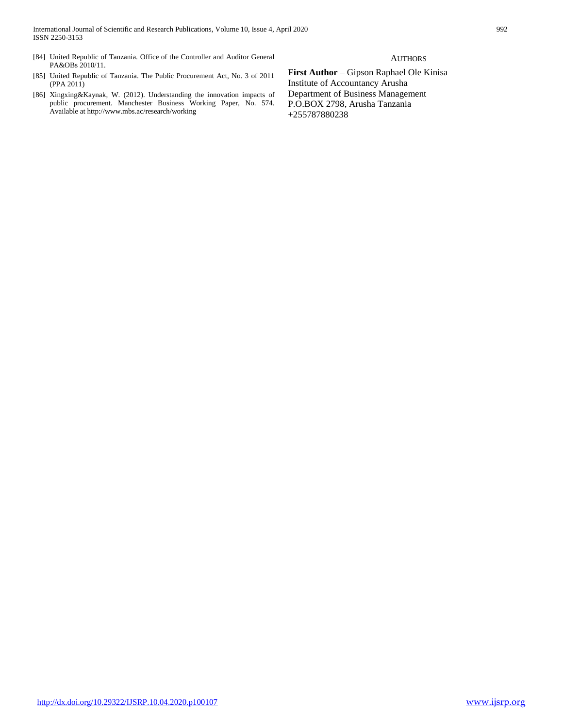[84] United Republic of Tanzania. Office of the Controller and Auditor General PA&OBs 2010/11.

[85] United Republic of Tanzania. The Public Procurement Act, No. 3 of 2011 (PPA 2011)

[86] Xingxing&Kaynak, W. (2012). Understanding the innovation impacts of public procurement. Manchester Business Working Paper, No. 574. Available at http://www.mbs.ac/research/working

## AUTHORS

**First Author** – Gipson Raphael Ole Kinisa
Institute of Accountancy Arusha
Department of Business Management
P.O.BOX 2798, Arusha Tanzania
+255787880238